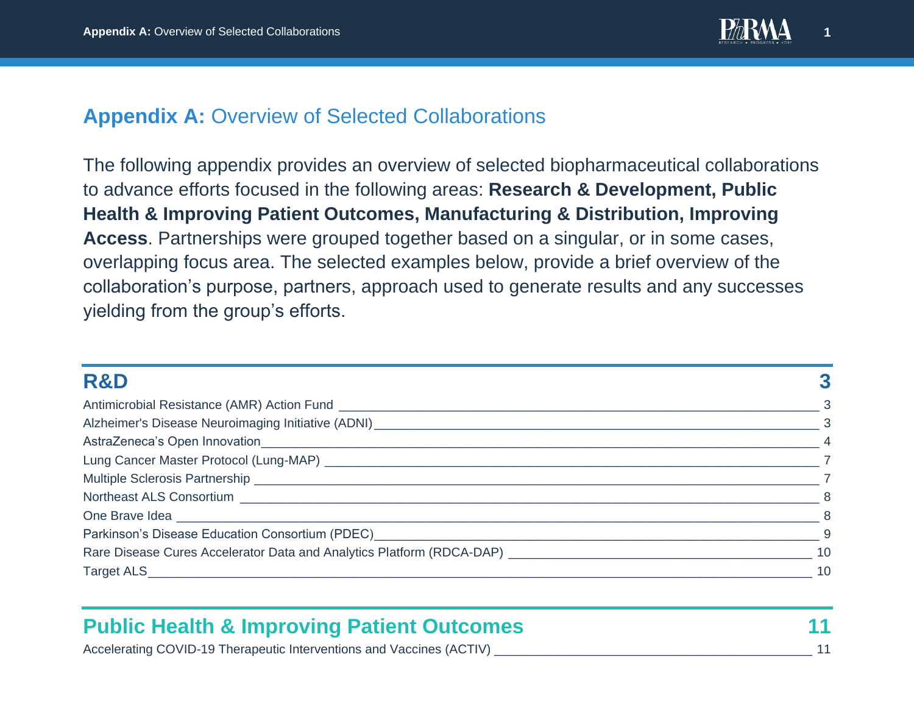# **Appendix A:** Overview of Selected Collaborations

The following appendix provides an overview of selected biopharmaceutical collaborations to advance efforts focused in the following areas: **Research & Development, Public Health & Improving Patient Outcomes, Manufacturing & Distribution, Improving Access**. Partnerships were grouped together based on a singular, or in some cases, overlapping focus area. The selected examples below, provide a brief overview of the collaboration's purpose, partners, approach used to generate results and any successes yielding from the group's efforts.

## R&D — 3

- Antimicrobial Resistance (AMR) Action Fund — 3
- Alzheimer's Disease Neuroimaging Initiative (ADNI) — 3
- AstraZeneca's Open Innovation — 4
- Lung Cancer Master Protocol (Lung-MAP) — 7
- Multiple Sclerosis Partnership — 7
- Northeast ALS Consortium — 8
- One Brave Idea — 8
- Parkinson's Disease Education Consortium (PDEC) — 9
- Rare Disease Cures Accelerator Data and Analytics Platform (RDCA-DAP) — 10
- Target ALS — 10

## Public Health & Improving Patient Outcomes — 11

- Accelerating COVID-19 Therapeutic Interventions and Vaccines (ACTIV) — 11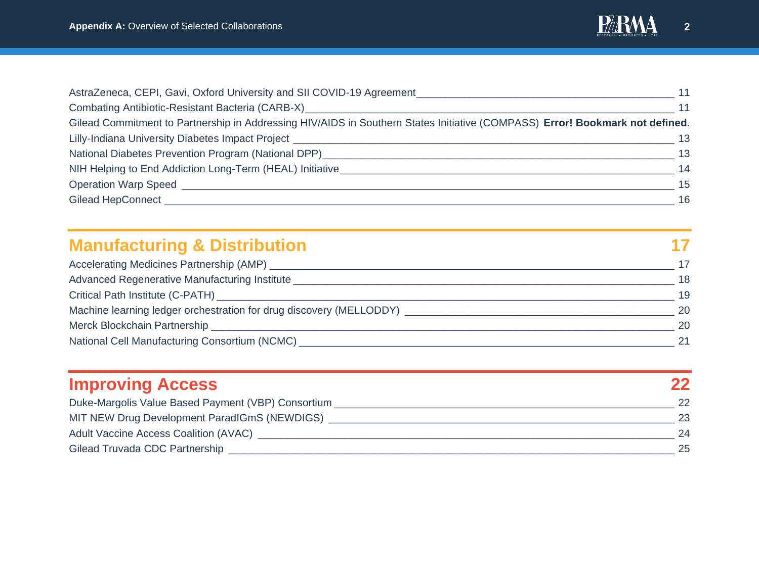AstraZeneca, CEPI, Gavi, Oxford University and SII COVID-19 Agreement ____ 11
Combating Antibiotic-Resistant Bacteria (CARB-X) ____ 11
Gilead Commitment to Partnership in Addressing HIV/AIDS in Southern States Initiative (COMPASS) **Error! Bookmark not defined.**
Lilly-Indiana University Diabetes Impact Project ____ 13
National Diabetes Prevention Program (National DPP) ____ 13
NIH Helping to End Addiction Long-Term (HEAL) Initiative ____ 14
Operation Warp Speed ____ 15
Gilead HepConnect ____ 16

## Manufacturing & Distribution 17

Accelerating Medicines Partnership (AMP) ____ 17
Advanced Regenerative Manufacturing Institute ____ 18
Critical Path Institute (C-PATH) ____ 19
Machine learning ledger orchestration for drug discovery (MELLODDY) ____ 20
Merck Blockchain Partnership ____ 20
National Cell Manufacturing Consortium (NCMC) ____ 21

## Improving Access 22

Duke-Margolis Value Based Payment (VBP) Consortium ____ 22
MIT NEW Drug Development ParadIGmS (NEWDIGS) ____ 23
Adult Vaccine Access Coalition (AVAC) ____ 24
Gilead Truvada CDC Partnership ____ 25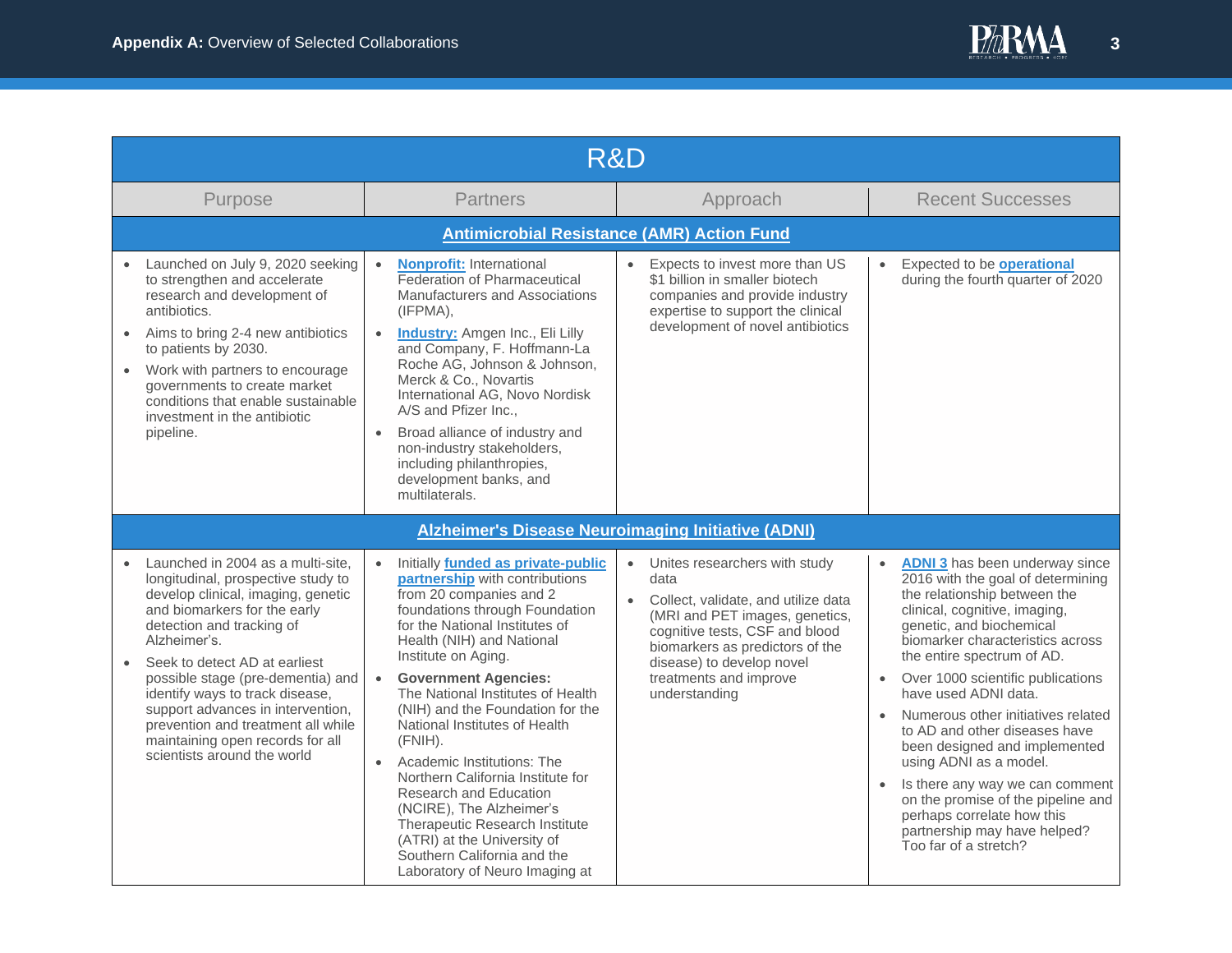## Appendix A: Overview of Selected Collaborations

| R&D | | | |
|---|---|---|---|
| **Purpose** | **Partners** | **Approach** | **Recent Successes** |
| **Antimicrobial Resistance (AMR) Action Fund** | | | |
| • Launched on July 9, 2020 seeking to strengthen and accelerate research and development of antibiotics.<br>• Aims to bring 2-4 new antibiotics to patients by 2030.<br>• Work with partners to encourage governments to create market conditions that enable sustainable investment in the antibiotic pipeline. | • **Nonprofit:** International Federation of Pharmaceutical Manufacturers and Associations (IFPMA),<br>• **Industry:** Amgen Inc., Eli Lilly and Company, F. Hoffmann-La Roche AG, Johnson & Johnson, Merck & Co., Novartis International AG, Novo Nordisk A/S and Pfizer Inc.,<br>• Broad alliance of industry and non-industry stakeholders, including philanthropies, development banks, and multilaterals. | • Expects to invest more than US $1 billion in smaller biotech companies and provide industry expertise to support the clinical development of novel antibiotics | • Expected to be **operational** during the fourth quarter of 2020 |
| **Alzheimer's Disease Neuroimaging Initiative (ADNI)** | | | |
| • Launched in 2004 as a multi-site, longitudinal, prospective study to develop clinical, imaging, genetic and biomarkers for the early detection and tracking of Alzheimer's.<br>• Seek to detect AD at earliest possible stage (pre-dementia) and identify ways to track disease, support advances in intervention, prevention and treatment all while maintaining open records for all scientists around the world | • Initially **funded as private-public partnership** with contributions from 20 companies and 2 foundations through Foundation for the National Institutes of Health (NIH) and National Institute on Aging.<br>• **Government Agencies:** The National Institutes of Health (NIH) and the Foundation for the National Institutes of Health (FNIH).<br>• Academic Institutions: The Northern California Institute for Research and Education (NCIRE), The Alzheimer's Therapeutic Research Institute (ATRI) at the University of Southern California and the Laboratory of Neuro Imaging at | • Unites researchers with study data<br>• Collect, validate, and utilize data (MRI and PET images, genetics, cognitive tests, CSF and blood biomarkers as predictors of the disease) to develop novel treatments and improve understanding | • **ADNI 3** has been underway since 2016 with the goal of determining the relationship between the clinical, cognitive, imaging, genetic, and biochemical biomarker characteristics across the entire spectrum of AD.<br>• Over 1000 scientific publications have used ADNI data.<br>• Numerous other initiatives related to AD and other diseases have been designed and implemented using ADNI as a model.<br>• Is there any way we can comment on the promise of the pipeline and perhaps correlate how this partnership may have helped? Too far of a stretch? |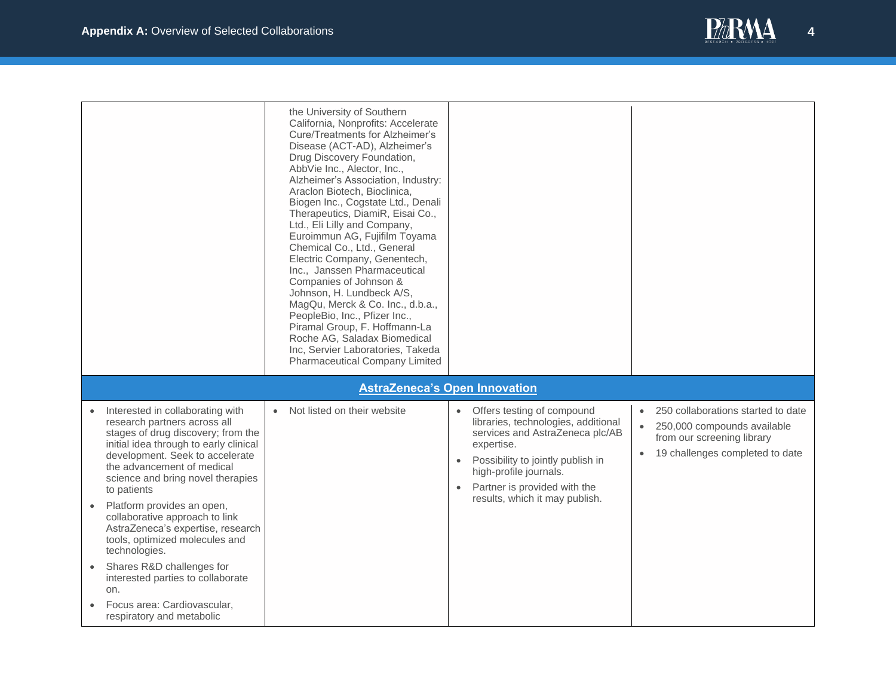| | | | |
|---|---|---|---|
| | the University of Southern California, Nonprofits: Accelerate Cure/Treatments for Alzheimer's Disease (ACT-AD), Alzheimer's Drug Discovery Foundation, AbbVie Inc., Alector, Inc., Alzheimer's Association, Industry: Araclon Biotech, Bioclinica, Biogen Inc., Cogstate Ltd., Denali Therapeutics, DiamiR, Eisai Co., Ltd., Eli Lilly and Company, Euroimmun AG, Fujifilm Toyama Chemical Co., Ltd., General Electric Company, Genentech, Inc., Janssen Pharmaceutical Companies of Johnson & Johnson, H. Lundbeck A/S, MagQu, Merck & Co. Inc., d.b.a., PeopleBio, Inc., Pfizer Inc., Piramal Group, F. Hoffmann-La Roche AG, Saladax Biomedical Inc, Servier Laboratories, Takeda Pharmaceutical Company Limited | | |
| **AstraZeneca's Open Innovation** | | | |
| • Interested in collaborating with research partners across all stages of drug discovery; from the initial idea through to early clinical development. Seek to accelerate the advancement of medical science and bring novel therapies to patients<br>• Platform provides an open, collaborative approach to link AstraZeneca's expertise, research tools, optimized molecules and technologies.<br>• Shares R&D challenges for interested parties to collaborate on.<br>• Focus area: Cardiovascular, respiratory and metabolic | • Not listed on their website | • Offers testing of compound libraries, technologies, additional services and AstraZeneca plc/AB expertise.<br>• Possibility to jointly publish in high-profile journals.<br>• Partner is provided with the results, which it may publish. | • 250 collaborations started to date<br>• 250,000 compounds available from our screening library<br>• 19 challenges completed to date |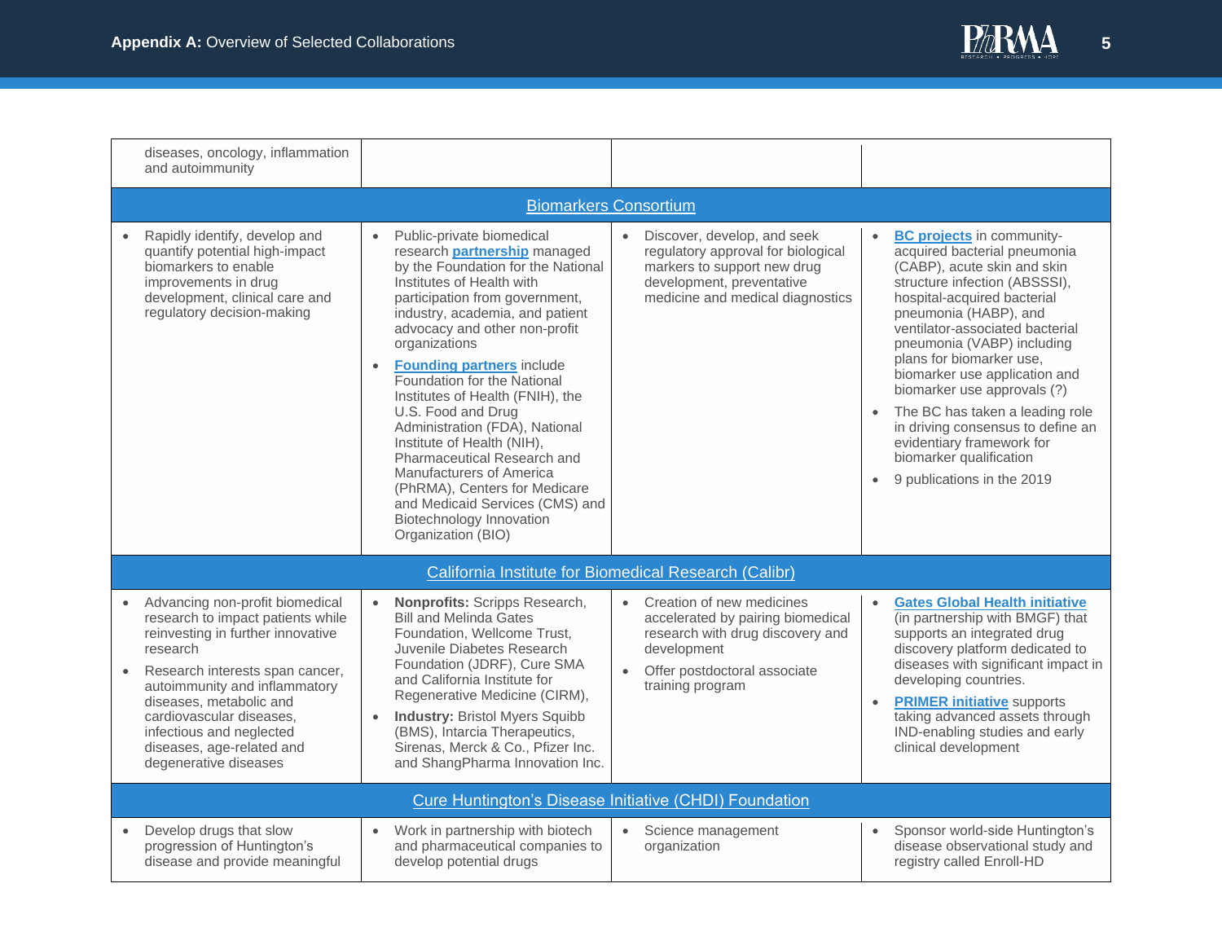| | | | |
|---|---|---|---|
| diseases, oncology, inflammation and autoimmunity | | | |
| **Biomarkers Consortium** | | | |
| • Rapidly identify, develop and quantify potential high-impact biomarkers to enable improvements in drug development, clinical care and regulatory decision-making | • Public-private biomedical research **partnership** managed by the Foundation for the National Institutes of Health with participation from government, industry, academia, and patient advocacy and other non-profit organizations<br>• **Founding partners** include Foundation for the National Institutes of Health (FNIH), the U.S. Food and Drug Administration (FDA), National Institute of Health (NIH), Pharmaceutical Research and Manufacturers of America (PhRMA), Centers for Medicare and Medicaid Services (CMS) and Biotechnology Innovation Organization (BIO) | • Discover, develop, and seek regulatory approval for biological markers to support new drug development, preventative medicine and medical diagnostics | • **BC projects** in community-acquired bacterial pneumonia (CABP), acute skin and skin structure infection (ABSSSI), hospital-acquired bacterial pneumonia (HABP), and ventilator-associated bacterial pneumonia (VABP) including plans for biomarker use, biomarker use application and biomarker use approvals (?)<br>• The BC has taken a leading role in driving consensus to define an evidentiary framework for biomarker qualification<br>• 9 publications in the 2019 |
| **California Institute for Biomedical Research (Calibr)** | | | |
| • Advancing non-profit biomedical research to impact patients while reinvesting in further innovative research<br>• Research interests span cancer, autoimmunity and inflammatory diseases, metabolic and cardiovascular diseases, infectious and neglected diseases, age-related and degenerative diseases | • **Nonprofits:** Scripps Research, Bill and Melinda Gates Foundation, Wellcome Trust, Juvenile Diabetes Research Foundation (JDRF), Cure SMA and California Institute for Regenerative Medicine (CIRM),<br>• **Industry:** Bristol Myers Squibb (BMS), Intarcia Therapeutics, Sirenas, Merck & Co., Pfizer Inc. and ShangPharma Innovation Inc. | • Creation of new medicines accelerated by pairing biomedical research with drug discovery and development<br>• Offer postdoctoral associate training program | • **Gates Global Health initiative** (in partnership with BMGF) that supports an integrated drug discovery platform dedicated to diseases with significant impact in developing countries.<br>• **PRIMER initiative** supports taking advanced assets through IND-enabling studies and early clinical development |
| **Cure Huntington's Disease Initiative (CHDI) Foundation** | | | |
| • Develop drugs that slow progression of Huntington's disease and provide meaningful | • Work in partnership with biotech and pharmaceutical companies to develop potential drugs | • Science management organization | • Sponsor world-side Huntington's disease observational study and registry called Enroll-HD |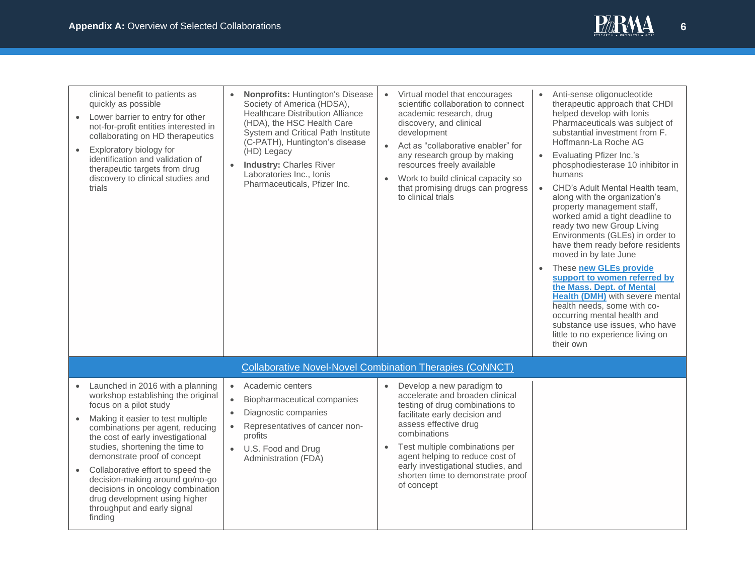| | | | |
|---|---|---|---|
| clinical benefit to patients as quickly as possible<br>• Lower barrier to entry for other not-for-profit entities interested in collaborating on HD therapeutics<br>• Exploratory biology for identification and validation of therapeutic targets from drug discovery to clinical studies and trials | • **Nonprofits:** Huntington's Disease Society of America (HDSA), Healthcare Distribution Alliance (HDA), the HSC Health Care System and Critical Path Institute (C-PATH), Huntington's disease (HD) Legacy<br>• **Industry:** Charles River Laboratories Inc., Ionis Pharmaceuticals, Pfizer Inc. | • Virtual model that encourages scientific collaboration to connect academic research, drug discovery, and clinical development<br>• Act as "collaborative enabler" for any research group by making resources freely available<br>• Work to build clinical capacity so that promising drugs can progress to clinical trials | • Anti-sense oligonucleotide therapeutic approach that CHDI helped develop with Ionis Pharmaceuticals was subject of substantial investment from F. Hoffmann-La Roche AG<br>• Evaluating Pfizer Inc.'s phosphodiesterase 10 inhibitor in humans<br>• CHD's Adult Mental Health team, along with the organization's property management staff, worked amid a tight deadline to ready two new Group Living Environments (GLEs) in order to have them ready before residents moved in by late June<br>• These **new GLEs provide support to women referred by the Mass. Dept. of Mental Health (DMH)** with severe mental health needs, some with co-occurring mental health and substance use issues, who have little to no experience living on their own |
| **Collaborative Novel-Novel Combination Therapies (CoNNCT)** | | | |
| • Launched in 2016 with a planning workshop establishing the original focus on a pilot study<br>• Making it easier to test multiple combinations per agent, reducing the cost of early investigational studies, shortening the time to demonstrate proof of concept<br>• Collaborative effort to speed the decision-making around go/no-go decisions in oncology combination drug development using higher throughput and early signal finding | • Academic centers<br>• Biopharmaceutical companies<br>• Diagnostic companies<br>• Representatives of cancer non-profits<br>• U.S. Food and Drug Administration (FDA) | • Develop a new paradigm to accelerate and broaden clinical testing of drug combinations to facilitate early decision and assess effective drug combinations<br>• Test multiple combinations per agent helping to reduce cost of early investigational studies, and shorten time to demonstrate proof of concept | |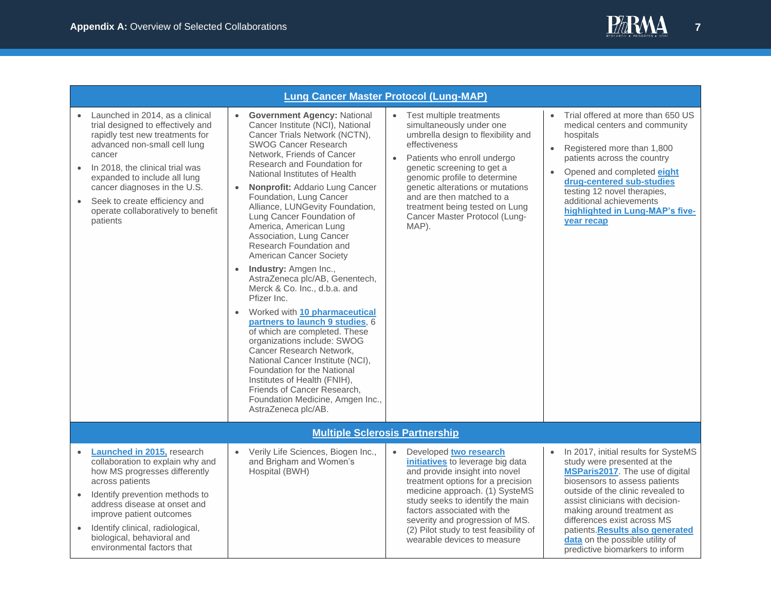| Lung Cancer Master Protocol (Lung-MAP) | | | |
|---|---|---|---|
| • Launched in 2014, as a clinical trial designed to effectively and rapidly test new treatments for advanced non-small cell lung cancer<br>• In 2018, the clinical trial was expanded to include all lung cancer diagnoses in the U.S.<br>• Seek to create efficiency and operate collaboratively to benefit patients | • **Government Agency:** National Cancer Institute (NCI), National Cancer Trials Network (NCTN), SWOG Cancer Research Network, Friends of Cancer Research and Foundation for National Institutes of Health<br>• **Nonprofit:** Addario Lung Cancer Foundation, Lung Cancer Alliance, LUNGevity Foundation, Lung Cancer Foundation of America, American Lung Association, Lung Cancer Research Foundation and American Cancer Society<br>• **Industry:** Amgen Inc., AstraZeneca plc/AB, Genentech, Merck & Co. Inc., d.b.a. and Pfizer Inc.<br>• Worked with **10 pharmaceutical partners to launch 9 studies**, 6 of which are completed. These organizations include: SWOG Cancer Research Network, National Cancer Institute (NCI), Foundation for the National Institutes of Health (FNIH), Friends of Cancer Research, Foundation Medicine, Amgen Inc., AstraZeneca plc/AB. | • Test multiple treatments simultaneously under one umbrella design to flexibility and effectiveness<br>• Patients who enroll undergo genetic screening to get a genomic profile to determine genetic alterations or mutations and are then matched to a treatment being tested on Lung Cancer Master Protocol (Lung-MAP). | • Trial offered at more than 650 US medical centers and community hospitals<br>• Registered more than 1,800 patients across the country<br>• Opened and completed **eight drug-centered sub-studies** testing 12 novel therapies, additional achievements **highlighted in Lung-MAP's five-year recap** |
| **Multiple Sclerosis Partnership** | | | |
| • **Launched in 2015,** research collaboration to explain why and how MS progresses differently across patients<br>• Identify prevention methods to address disease at onset and improve patient outcomes<br>• Identify clinical, radiological, biological, behavioral and environmental factors that | • Verily Life Sciences, Biogen Inc., and Brigham and Women's Hospital (BWH) | • Developed **two research initiatives** to leverage big data and provide insight into novel treatment options for a precision medicine approach. (1) SysteMS study seeks to identify the main factors associated with the severity and progression of MS. (2) Pilot study to test feasibility of wearable devices to measure | • In 2017, initial results for SystеMS study were presented at the **MSParis2017**. The use of digital biosensors to assess patients outside of the clinic revealed to assist clinicians with decision-making around treatment as differences exist across MS patients.**Results also generated data** on the possible utility of predictive biomarkers to inform |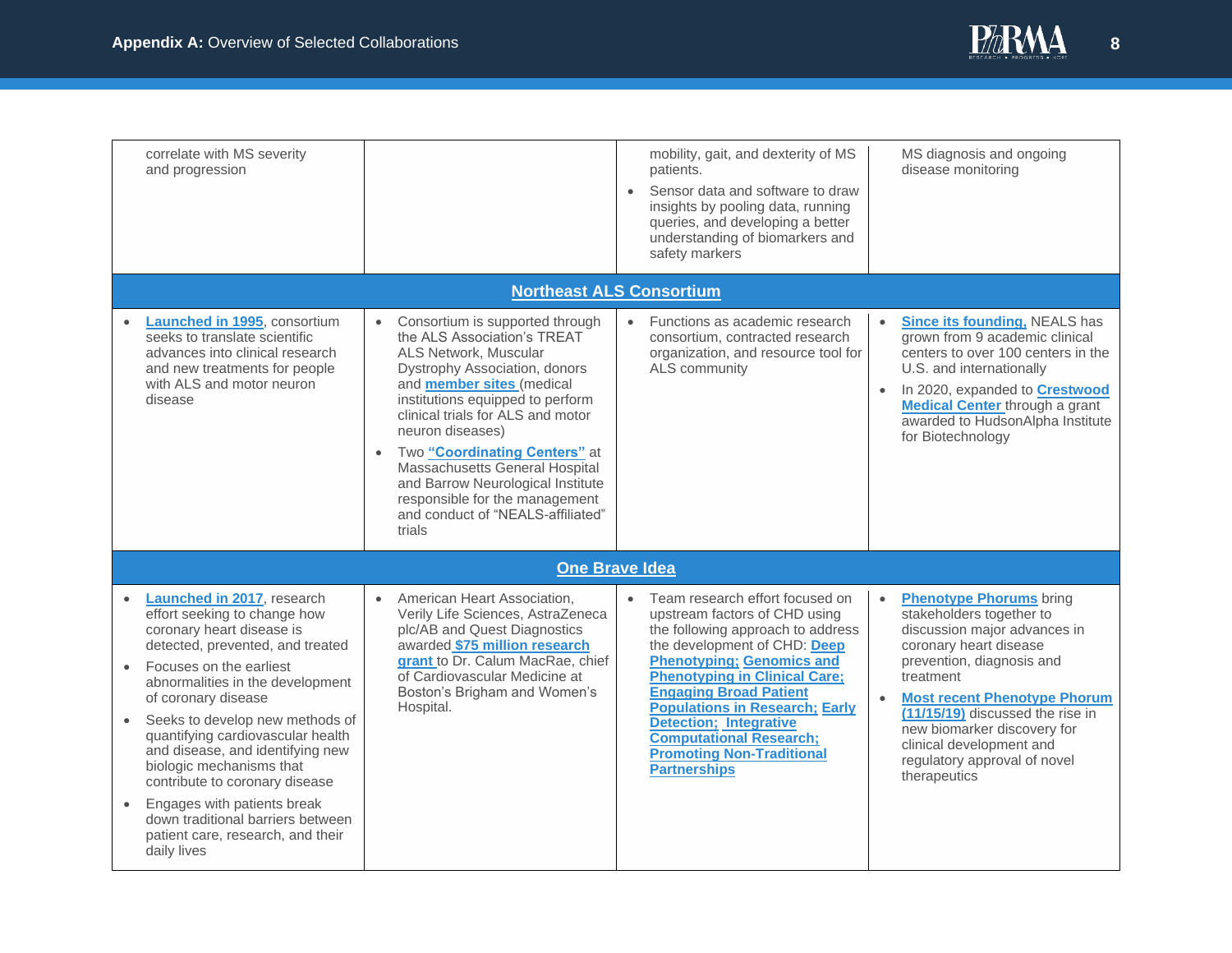| | | | |
|---|---|---|---|
| correlate with MS severity and progression | | mobility, gait, and dexterity of MS patients.<br>• Sensor data and software to draw insights by pooling data, running queries, and developing a better understanding of biomarkers and safety markers | MS diagnosis and ongoing disease monitoring |
| **Northeast ALS Consortium** | | | |
| • **Launched in 1995**, consortium seeks to translate scientific advances into clinical research and new treatments for people with ALS and motor neuron disease | • Consortium is supported through the ALS Association's TREAT ALS Network, Muscular Dystrophy Association, donors and **member sites** (medical institutions equipped to perform clinical trials for ALS and motor neuron diseases)<br>• Two **"Coordinating Centers"** at Massachusetts General Hospital and Barrow Neurological Institute responsible for the management and conduct of "NEALS-affiliated" trials | • Functions as academic research consortium, contracted research organization, and resource tool for ALS community | • **Since its founding,** NEALS has grown from 9 academic clinical centers in the U.S. and internationally to over 100 centers in the U.S. and internationally<br>• In 2020, expanded to **Crestwood Medical Center** through a grant awarded to HudsonAlpha Institute for Biotechnology |
| **One Brave Idea** | | | |
| • **Launched in 2017**, research effort seeking to change how coronary heart disease is detected, prevented, and treated<br>• Focuses on the earliest abnormalities in the development of coronary disease<br>• Seeks to develop new methods of quantifying cardiovascular health and disease, and identifying new biologic mechanisms that contribute to coronary disease<br>• Engages with patients break down traditional barriers between patient care, research, and their daily lives | • American Heart Association, Verily Life Sciences, AstraZeneca plc/AB and Quest Diagnostics awarded **$75 million research grant** to Dr. Calum MacRae, chief of Cardiovascular Medicine at Boston's Brigham and Women's Hospital. | • Team research effort focused on upstream factors of CHD using the following approach to address the development of CHD: **Deep Phenotyping; Genomics and Phenotyping in Clinical Care; Engaging Broad Patient Populations in Research; Early Detection; Integrative Computational Research; Promoting Non-Traditional Partnerships** | • **Phenotype Phorums** bring stakeholders together to discussion major advances in coronary heart disease prevention, diagnosis and treatment<br>• **Most recent Phenotype Phorum (11/15/19)** discussed the rise in new biomarker discovery for clinical development and regulatory approval of novel therapeutics |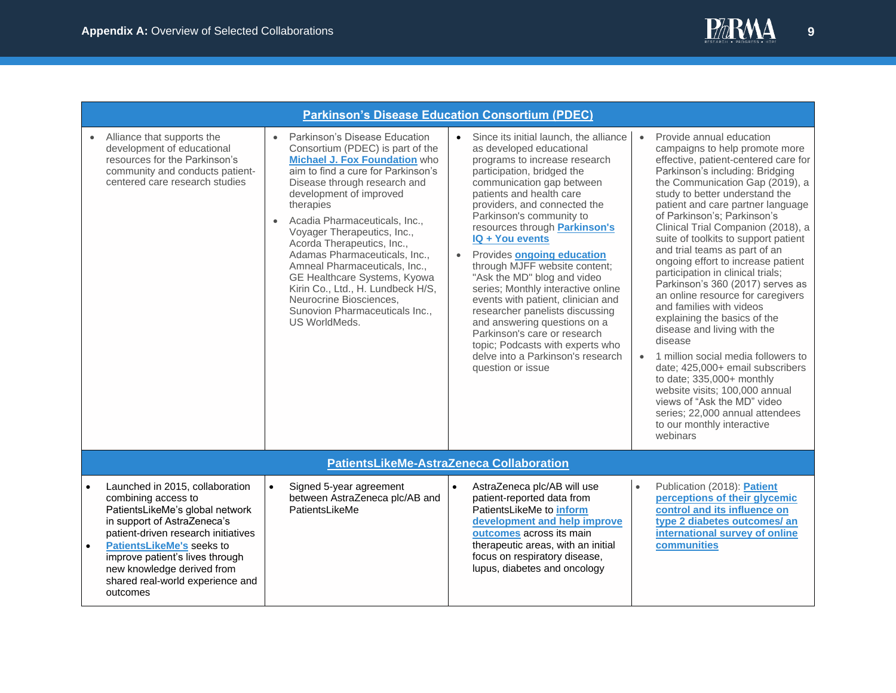| Parkinson's Disease Education Consortium (PDEC) | | | |
|---|---|---|---|
| • Alliance that supports the development of educational resources for the Parkinson's community and conducts patient-centered care research studies | • Parkinson's Disease Education Consortium (PDEC) is part of the **Michael J. Fox Foundation** who aim to find a cure for Parkinson's Disease through research and development of improved therapies<br>• Acadia Pharmaceuticals, Inc., Voyager Therapeutics, Inc., Acorda Therapeutics, Inc., Adamas Pharmaceuticals, Inc., Amneal Pharmaceuticals, Inc., GE Healthcare Systems, Kyowa Kirin Co., Ltd., H. Lundbeck H/S, Neurocrine Biosciences, Sunovion Pharmaceuticals Inc., US WorldMeds. | • Since its initial launch, the alliance as developed educational programs to increase research participation, bridged the communication gap between patients and health care providers, and connected the Parkinson's community to resources through **Parkinson's IQ + You events**<br>• Provides **ongoing education** through MJFF website content; "Ask the MD" blog and video series; Monthly interactive online events with patient, clinician and researcher panelists discussing and answering questions on a Parkinson's care or research topic; Podcasts with experts who delve into a Parkinson's research question or issue | • Provide annual education campaigns to help promote more effective, patient-centered care for Parkinson's including: Bridging the Communication Gap (2019), a study to better understand the patient and care partner language of Parkinson's; Parkinson's Clinical Trial Companion (2018), a suite of toolkits to support patient and trial teams as part of an ongoing effort to increase patient participation in clinical trials; Parkinson's 360 (2017) serves as an online resource for caregivers and families with videos explaining the basics of the disease and living with the disease<br>• 1 million social media followers to date; 425,000+ email subscribers to date; 335,000+ monthly website visits; 100,000 annual views of "Ask the MD" video series; 22,000 annual attendees to our monthly interactive webinars |
| **PatientsLikeMe-AstraZeneca Collaboration** | | | |
| • Launched in 2015, collaboration combining access to PatientsLikeMe's global network in support of AstraZeneca's patient-driven research initiatives<br>• **PatientsLikeMe's** seeks to improve patient's lives through new knowledge derived from shared real-world experience and outcomes | • Signed 5-year agreement between AstraZeneca plc/AB and PatientsLikeMe | • AstraZeneca plc/AB will use patient-reported data from PatientsLikeMe to **inform development and help improve outcomes** across its main therapeutic areas, with an initial focus on respiratory disease, lupus, diabetes and oncology | • Publication (2018): **Patient perceptions of their glycemic control and its influence on type 2 diabetes outcomes/ an international survey of online communities** |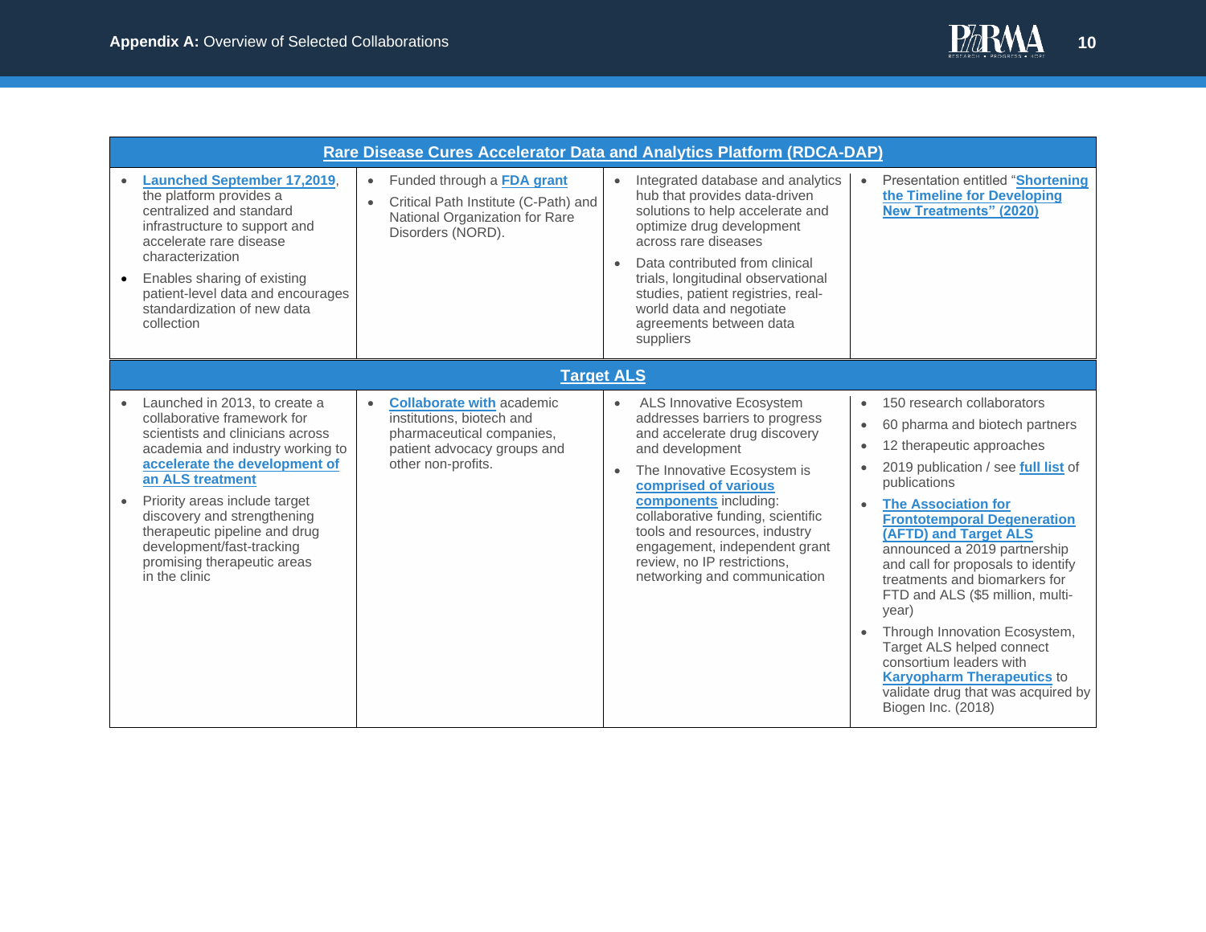## Appendix A: Overview of Selected Collaborations

| Rare Disease Cures Accelerator Data and Analytics Platform (RDCA-DAP) | | | |
|---|---|---|---|
| • **Launched September 17,2019**, the platform provides a centralized and standard infrastructure to support and accelerate rare disease characterization<br>• Enables sharing of existing patient-level data and encourages standardization of new data collection | • Funded through a **FDA grant**<br>• Critical Path Institute (C-Path) and National Organization for Rare Disorders (NORD). | • Integrated database and analytics hub that provides data-driven solutions to help accelerate and optimize drug development across rare diseases<br>• Data contributed from clinical trials, longitudinal observational studies, patient registries, real-world data and negotiate agreements between data suppliers | • Presentation entitled "**Shortening the Timeline for Developing New Treatments" (2020)** |
| **Target ALS** | | | |
| • Launched in 2013, to create a collaborative framework for scientists and clinicians across academia and industry working to **accelerate the development of an ALS treatment**<br>• Priority areas include target discovery and strengthening therapeutic pipeline and drug development/fast-tracking promising therapeutic areas in the clinic | • **Collaborate with** academic institutions, biotech and pharmaceutical companies, patient advocacy groups and other non-profits. | • ALS Innovative Ecosystem addresses barriers to progress and accelerate drug discovery and development<br>• The Innovative Ecosystem is **comprised of various components** including: collaborative funding, scientific tools and resources, industry engagement, independent grant review, no IP restrictions, networking and communication | • 150 research collaborators<br>• 60 pharma and biotech partners<br>• 12 therapeutic approaches<br>• 2019 publication / see **full list** of publications<br>• **The Association for Frontotemporal Degeneration (AFTD) and Target ALS** announced a 2019 partnership and call for proposals to identify treatments and biomarkers for FTD and ALS ($5 million, multi-year)<br>• Through Innovation Ecosystem, Target ALS helped connect consortium leaders with **Karyopharm Therapeutics** to validate drug that was acquired by Biogen Inc. (2018) |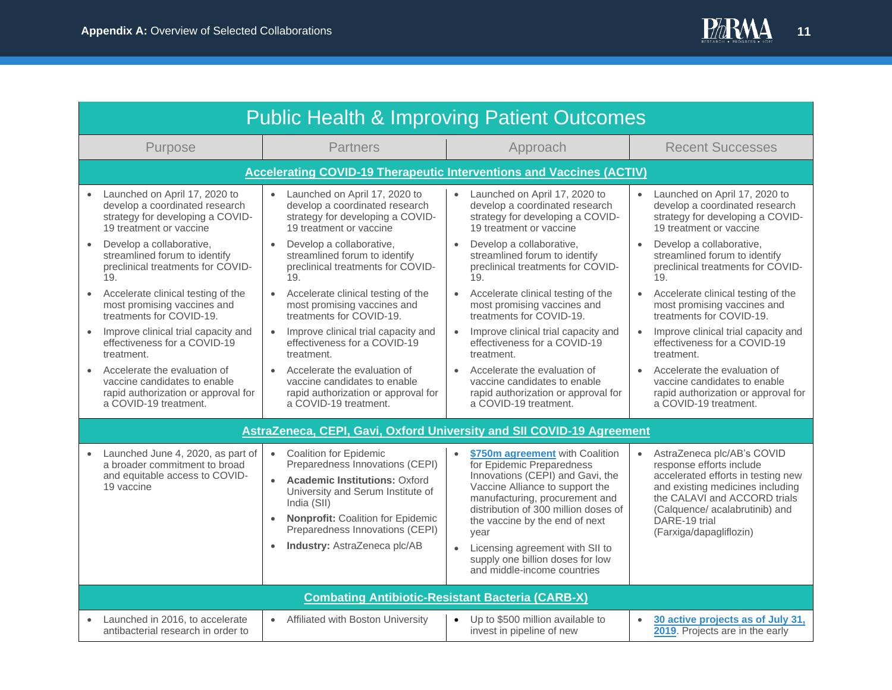## Public Health & Improving Patient Outcomes

| Purpose | Partners | Approach | Recent Successes |
|---|---|---|---|
| **Accelerating COVID-19 Therapeutic Interventions and Vaccines (ACTIV)** | | | |
| • Launched on April 17, 2020 to develop a coordinated research strategy for developing a COVID-19 treatment or vaccine<br>• Develop a collaborative, streamlined forum to identify preclinical treatments for COVID-19.<br>• Accelerate clinical testing of the most promising vaccines and treatments for COVID-19.<br>• Improve clinical trial capacity and effectiveness for a COVID-19 treatment.<br>• Accelerate the evaluation of vaccine candidates to enable rapid authorization or approval for a COVID-19 treatment. | • Launched on April 17, 2020 to develop a coordinated research strategy for developing a COVID-19 treatment or vaccine<br>• Develop a collaborative, streamlined forum to identify preclinical treatments for COVID-19.<br>• Accelerate clinical testing of the most promising vaccines and treatments for COVID-19.<br>• Improve clinical trial capacity and effectiveness for a COVID-19 treatment.<br>• Accelerate the evaluation of vaccine candidates to enable rapid authorization or approval for a COVID-19 treatment. | • Launched on April 17, 2020 to develop a coordinated research strategy for developing a COVID-19 treatment or vaccine<br>• Develop a collaborative, streamlined forum to identify preclinical treatments for COVID-19.<br>• Accelerate clinical testing of the most promising vaccines and treatments for COVID-19.<br>• Improve clinical trial capacity and effectiveness for a COVID-19 treatment.<br>• Accelerate the evaluation of vaccine candidates to enable rapid authorization or approval for a COVID-19 treatment. | • Launched on April 17, 2020 to develop a coordinated research strategy for developing a COVID-19 treatment or vaccine<br>• Develop a collaborative, streamlined forum to identify preclinical treatments for COVID-19.<br>• Accelerate clinical testing of the most promising vaccines and treatments for COVID-19.<br>• Improve clinical trial capacity and effectiveness for a COVID-19 treatment.<br>• Accelerate the evaluation of vaccine candidates to enable rapid authorization or approval for a COVID-19 treatment. |
| **AstraZeneca, CEPI, Gavi, Oxford University and SII COVID-19 Agreement** | | | |
| • Launched June 4, 2020, as part of a broader commitment to broad and equitable access to COVID-19 vaccine | • Coalition for Epidemic Preparedness Innovations (CEPI)<br>• **Academic Institutions:** Oxford University and Serum Institute of India (SII)<br>• **Nonprofit:** Coalition for Epidemic Preparedness Innovations (CEPI)<br>• **Industry:** AstraZeneca plc/AB | • **$750m agreement** with Coalition for Epidemic Preparedness Innovations (CEPI) and Gavi, the Vaccine Alliance to support the manufacturing, procurement and distribution of 300 million doses of the vaccine by the end of next year<br>• Licensing agreement with SII to supply one billion doses for low and middle-income countries | • AstraZeneca plc/AB's COVID response efforts include accelerated efforts in testing new and existing medicines including the CALAVI and ACCORD trials (Calquence/ acalabrutinib) and DARE-19 trial (Farxiga/dapagliflozin) |
| **Combating Antibiotic-Resistant Bacteria (CARB-X)** | | | |
| • Launched in 2016, to accelerate antibacterial research in order to | • Affiliated with Boston University | • Up to $500 million available to invest in pipeline of new | • **30 active projects as of July 31, 2019**. Projects are in the early |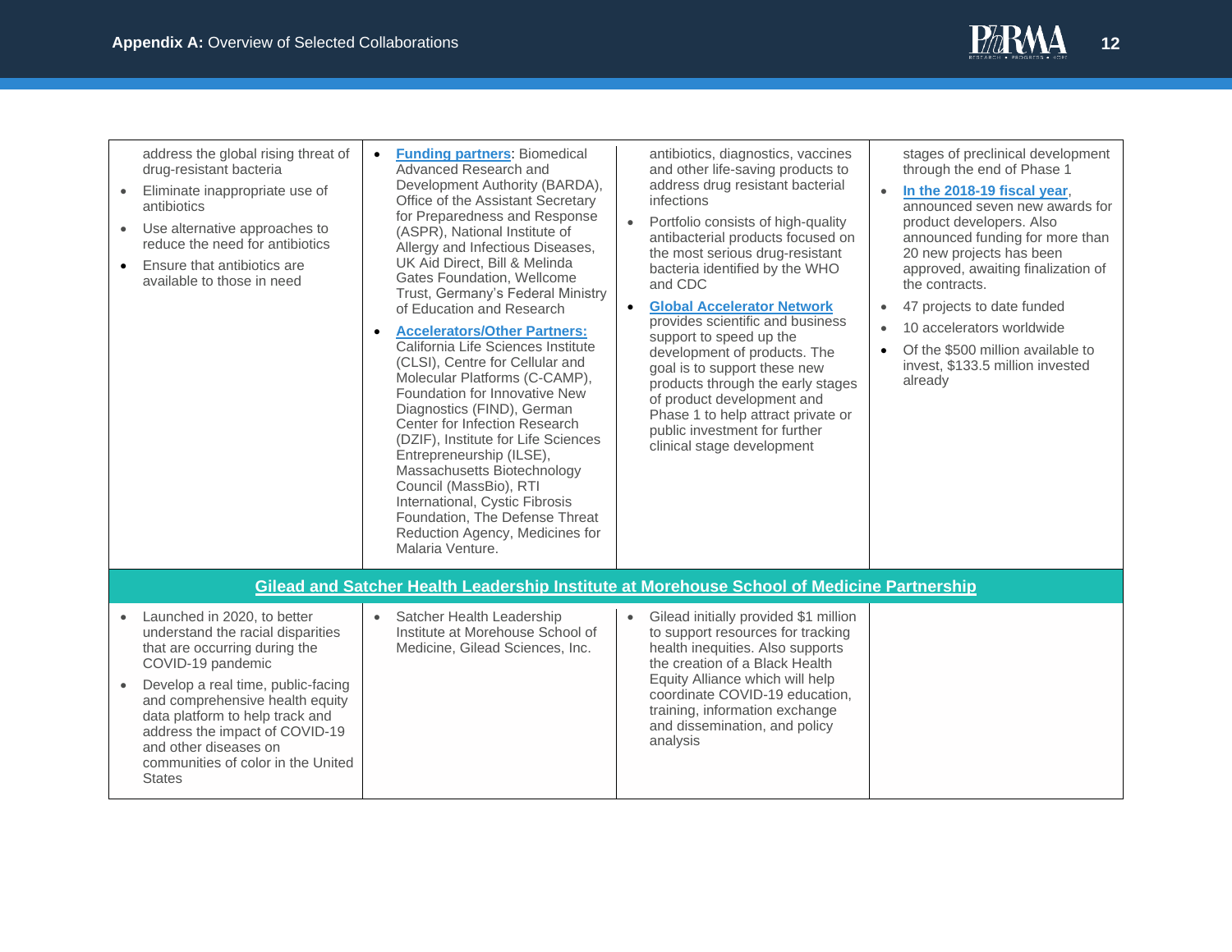| | | | |
|---|---|---|---|
| address the global rising threat of drug-resistant bacteria<br>• Eliminate inappropriate use of antibiotics<br>• Use alternative approaches to reduce the need for antibiotics<br>• Ensure that antibiotics are available to those in need | • **Funding partners**: Biomedical Advanced Research and Development Authority (BARDA), Office of the Assistant Secretary for Preparedness and Response (ASPR), National Institute of Allergy and Infectious Diseases, UK Aid Direct, Bill & Melinda Gates Foundation, Wellcome Trust, Germany's Federal Ministry of Education and Research<br>• **Accelerators/Other Partners:** California Life Sciences Institute (CLSI), Centre for Cellular and Molecular Platforms (C-CAMP), Foundation for Innovative New Diagnostics (FIND), German Center for Infection Research (DZIF), Institute for Life Sciences Entrepreneurship (ILSE), Massachusetts Biotechnology Council (MassBio), RTI International, Cystic Fibrosis Foundation, The Defense Threat Reduction Agency, Medicines for Malaria Venture. | antibiotics, diagnostics, vaccines and other life-saving products to address drug resistant bacterial infections<br>• Portfolio consists of high-quality antibacterial products focused on the most serious drug-resistant bacteria identified by the WHO and CDC<br>• **Global Accelerator Network** provides scientific and business support to speed up the development of products. The goal is to support these new products through the early stages of product development and Phase 1 to help attract private or public investment for further clinical stage development | stages of preclinical development through the end of Phase 1<br>• **In the 2018-19 fiscal year**, announced seven new awards for product developers. Also announced funding for more than 20 new projects has been approved, awaiting finalization of the contracts.<br>• 47 projects to date funded<br>• 10 accelerators worldwide<br>• Of the $500 million available to invest, $133.5 million invested already |
| **Gilead and Satcher Health Leadership Institute at Morehouse School of Medicine Partnership** | | | |
| • Launched in 2020, to better understand the racial disparities that are occurring during the COVID-19 pandemic<br>• Develop a real time, public-facing and comprehensive health equity data platform to help track and address the impact of COVID-19 and other diseases on communities of color in the United States | • Satcher Health Leadership Institute at Morehouse School of Medicine, Gilead Sciences, Inc. | • Gilead initially provided $1 million to support resources for tracking health inequities. Also supports the creation of a Black Health Equity Alliance which will help coordinate COVID-19 education, training, information exchange and dissemination, and policy analysis | |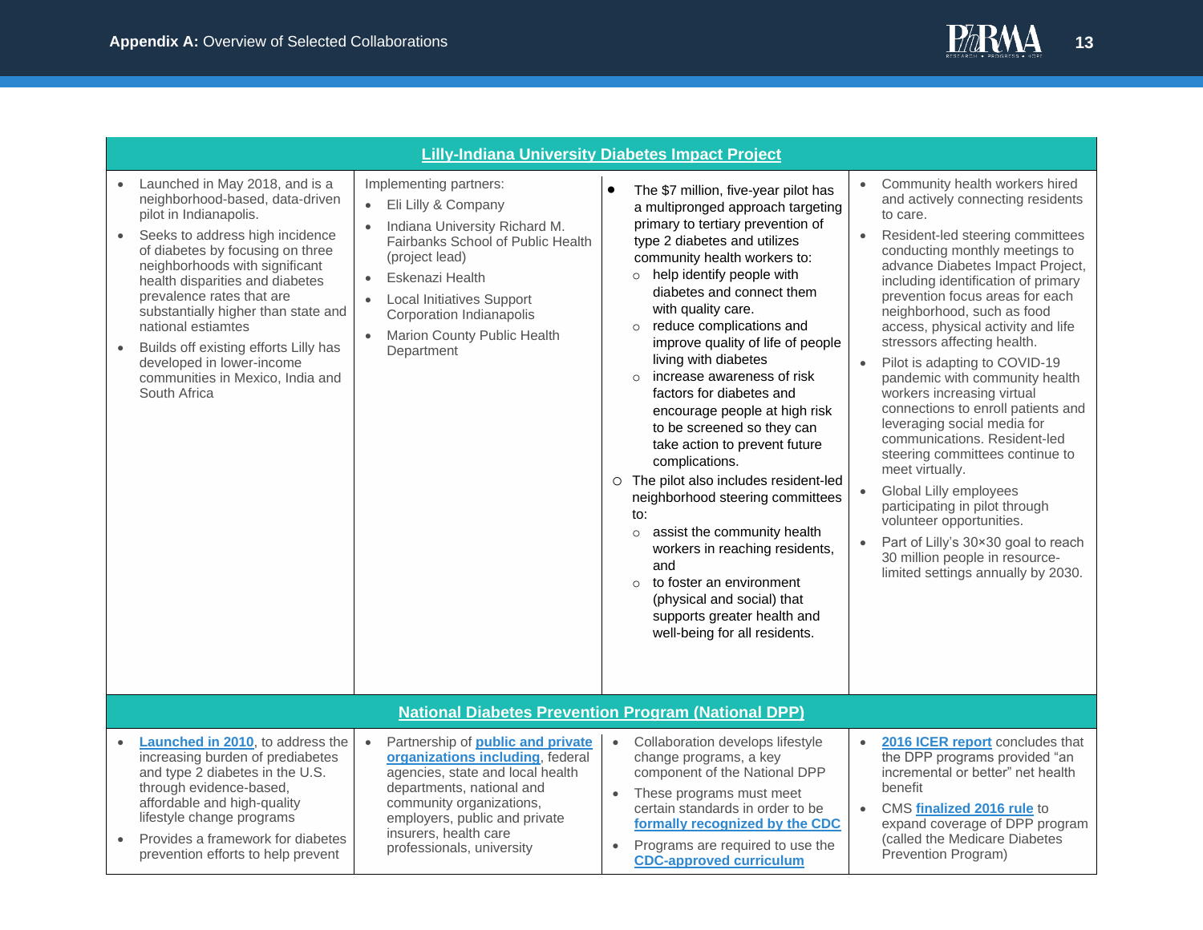**Appendix A:** Overview of Selected Collaborations

| **Lilly-Indiana University Diabetes Impact Project** | | | |
|---|---|---|---|
| • Launched in May 2018, and is a neighborhood-based, data-driven pilot in Indianapolis.<br>• Seeks to address high incidence of diabetes by focusing on three neighborhoods with significant health disparities and diabetes prevalence rates that are substantially higher than state and national estiamtes<br>• Builds off existing efforts Lilly has developed in lower-income communities in Mexico, India and South Africa | Implementing partners:<br>• Eli Lilly & Company<br>• Indiana University Richard M. Fairbanks School of Public Health (project lead)<br>• Eskenazi Health<br>• Local Initiatives Support Corporation Indianapolis<br>• Marion County Public Health Department | • The $7 million, five-year pilot has a multipronged approach targeting primary to tertiary prevention of type 2 diabetes and utilizes community health workers to:<br>  ○ help identify people with diabetes and connect them with quality care.<br>  ○ reduce complications and improve quality of life of people living with diabetes<br>  ○ increase awareness of risk factors for diabetes and encourage people at high risk to be screened so they can take action to prevent future complications.<br>○ The pilot also includes resident-led neighborhood steering committees to:<br>  ○ assist the community health workers in reaching residents, and<br>  ○ to foster an environment (physical and social) that supports greater health and well-being for all residents. | • Community health workers hired and actively connecting residents to care.<br>• Resident-led steering committees conducting monthly meetings to advance Diabetes Impact Project, including identification of primary prevention focus areas for each neighborhood, such as food access, physical activity and life stressors affecting health.<br>• Pilot is adapting to COVID-19 pandemic with community health workers increasing virtual connections to enroll patients and leveraging social media for communications. Resident-led steering committees continue to meet virtually.<br>• Global Lilly employees participating in pilot through volunteer opportunities.<br>• Part of Lilly's 30×30 goal to reach 30 million people in resource-limited settings annually by 2030. |
| **National Diabetes Prevention Program (National DPP)** | | | |
| • Launched in 2010, to address the increasing burden of prediabetes and type 2 diabetes in the U.S. through evidence-based, affordable and high-quality lifestyle change programs<br>• Provides a framework for diabetes prevention efforts to help prevent | • Partnership of public and private organizations including, federal agencies, state and local health departments, national and community organizations, employers, public and private insurers, health care professionals, university | • Collaboration develops lifestyle change programs, a key component of the National DPP<br>• These programs must meet certain standards in order to be formally recognized by the CDC<br>• Programs are required to use the CDC-approved curriculum | • 2016 ICER report concludes that the DPP programs provided "an incremental or better" net health benefit<br>• CMS finalized 2016 rule to expand coverage of DPP program (called the Medicare Diabetes Prevention Program) |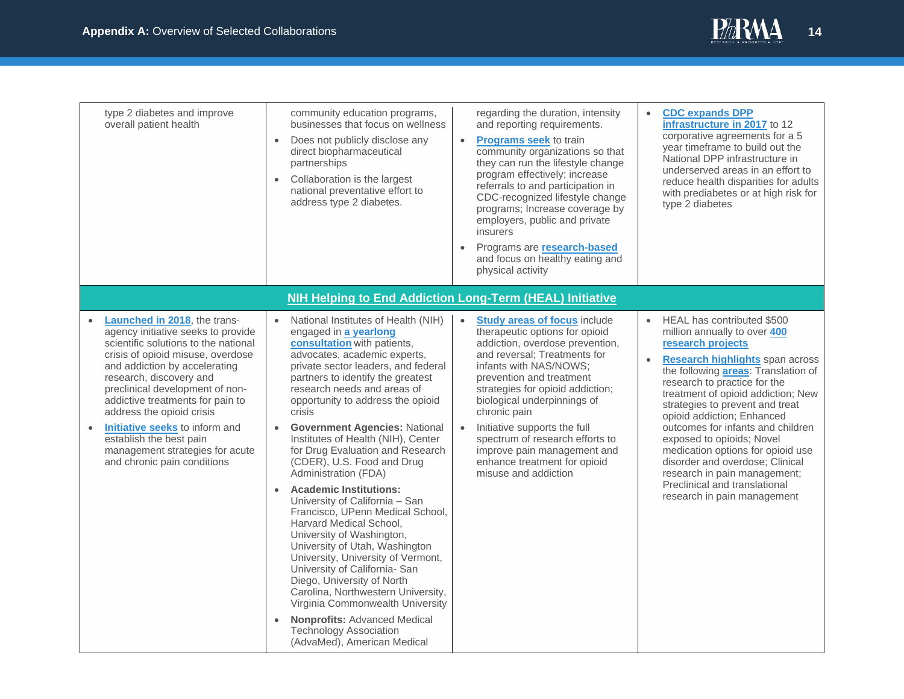| | | | |
|---|---|---|---|
| type 2 diabetes and improve overall patient health | community education programs, businesses that focus on wellness<br>• Does not publicly disclose any direct biopharmaceutical partnerships<br>• Collaboration is the largest national preventative effort to address type 2 diabetes. | regarding the duration, intensity and reporting requirements.<br>• **Programs seek** to train community organizations so that they can run the lifestyle change program effectively; increase referrals to and participation in CDC-recognized lifestyle change programs; Increase coverage by employers, public and private insurers<br>• Programs are **research-based** and focus on healthy eating and physical activity | • **CDC expands DPP infrastructure in 2017** to 12 corporative agreements for a 5 year timeframe to build out the National DPP infrastructure in underserved areas in an effort to reduce health disparities for adults with prediabetes or at high risk for type 2 diabetes |
| **NIH Helping to End Addiction Long-Term (HEAL) Initiative** | | | |
| • **Launched in 2018**, the trans-agency initiative seeks to provide scientific solutions to the national crisis of opioid misuse, overdose and addiction by accelerating research, discovery and preclinical development of non-addictive treatments for pain to address the opioid crisis<br>• **Initiative seeks** to inform and establish the best pain management strategies for acute and chronic pain conditions | • National Institutes of Health (NIH) engaged in **a yearlong consultation** with patients, advocates, academic experts, private sector leaders, and federal partners to identify the greatest research needs and areas of opportunity to address the opioid crisis<br>• **Government Agencies:** National Institutes of Health (NIH), Center for Drug Evaluation and Research (CDER), U.S. Food and Drug Administration (FDA)<br>• **Academic Institutions:** University of California – San Francisco, UPenn Medical School, Harvard Medical School, University of Washington, University of Utah, Washington University, University of Vermont, University of California- San Diego, University of North Carolina, Northwestern University, Virginia Commonwealth University<br>• **Nonprofits:** Advanced Medical Technology Association (AdvaMed), American Medical | • **Study areas of focus** include therapeutic options for opioid addiction, overdose prevention, and reversal; Treatments for infants with NAS/NOWS; prevention and treatment strategies for opioid addiction; biological underpinnings of chronic pain<br>• Initiative supports the full spectrum of research efforts to improve pain management and enhance treatment for opioid misuse and addiction | • HEAL has contributed $500 million annually to over **400 research projects**<br>• **Research highlights** span across the following **areas**: Translation of research to practice for the treatment of opioid addiction; New strategies to prevent and treat opioid addiction; Enhanced outcomes for infants and children exposed to opioids; Novel medication options for opioid use disorder and overdose; Clinical research in pain management; Preclinical and translational research in pain management |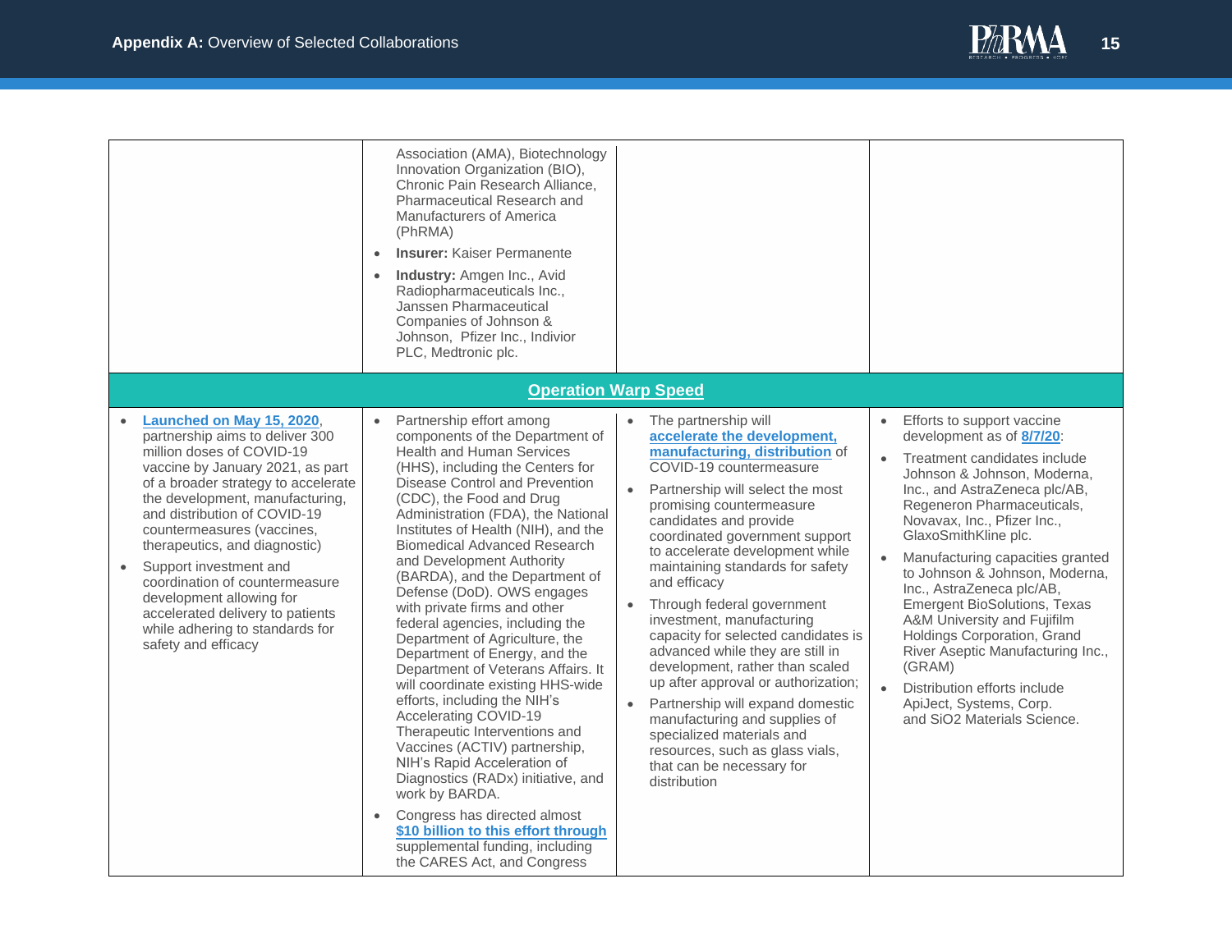| | | | |
|---|---|---|---|
| | Association (AMA), Biotechnology Innovation Organization (BIO), Chronic Pain Research Alliance, Pharmaceutical Research and Manufacturers of America (PhRMA)<br>• **Insurer:** Kaiser Permanente<br>• **Industry:** Amgen Inc., Avid Radiopharmaceuticals Inc., Janssen Pharmaceutical Companies of Johnson & Johnson, Pfizer Inc., Indivior PLC, Medtronic plc. | | |
| **Operation Warp Speed** | | | |
| • **Launched on May 15, 2020**, partnership aims to deliver 300 million doses of COVID-19 vaccine by January 2021, as part of a broader strategy to accelerate the development, manufacturing, and distribution of COVID-19 countermeasures (vaccines, therapeutics, and diagnostic)<br>• Support investment and coordination of countermeasure development allowing for accelerated delivery to patients while adhering to standards for safety and efficacy | • Partnership effort among components of the Department of Health and Human Services (HHS), including the Centers for Disease Control and Prevention (CDC), the Food and Drug Administration (FDA), the National Institutes of Health (NIH), and the Biomedical Advanced Research and Development Authority (BARDA), and the Department of Defense (DoD). OWS engages with private firms and other federal agencies, including the Department of Agriculture, the Department of Energy, and the Department of Veterans Affairs. It will coordinate existing HHS-wide efforts, including the NIH's Accelerating COVID-19 Therapeutic Interventions and Vaccines (ACTIV) partnership, NIH's Rapid Acceleration of Diagnostics (RADx) initiative, and work by BARDA.<br>• Congress has directed almost **$10 billion to this effort through** supplemental funding, including the CARES Act, and Congress | • The partnership will **accelerate the development, manufacturing, distribution** of COVID-19 countermeasure<br>• Partnership will select the most promising countermeasure candidates and provide coordinated government support to accelerate development while maintaining standards for safety and efficacy<br>• Through federal government investment, manufacturing capacity for selected candidates is advanced while they are still in development, rather than scaled up after approval or authorization;<br>• Partnership will expand domestic manufacturing and supplies of specialized materials and resources, such as glass vials, that can be necessary for distribution | • Efforts to support vaccine development as of **8/7/20**:<br>• Treatment candidates include Johnson & Johnson, Moderna, Inc., and AstraZeneca plc/AB, Regeneron Pharmaceuticals, Novavax, Inc., Pfizer Inc., GlaxoSmithKline plc.<br>• Manufacturing capacities granted to Johnson & Johnson, Moderna, Inc., AstraZeneca plc/AB, Emergent BioSolutions, Texas A&M University and Fujifilm Holdings Corporation, Grand River Aseptic Manufacturing Inc., (GRAM)<br>• Distribution efforts include ApiJect, Systems, Corp. and SiO2 Materials Science. |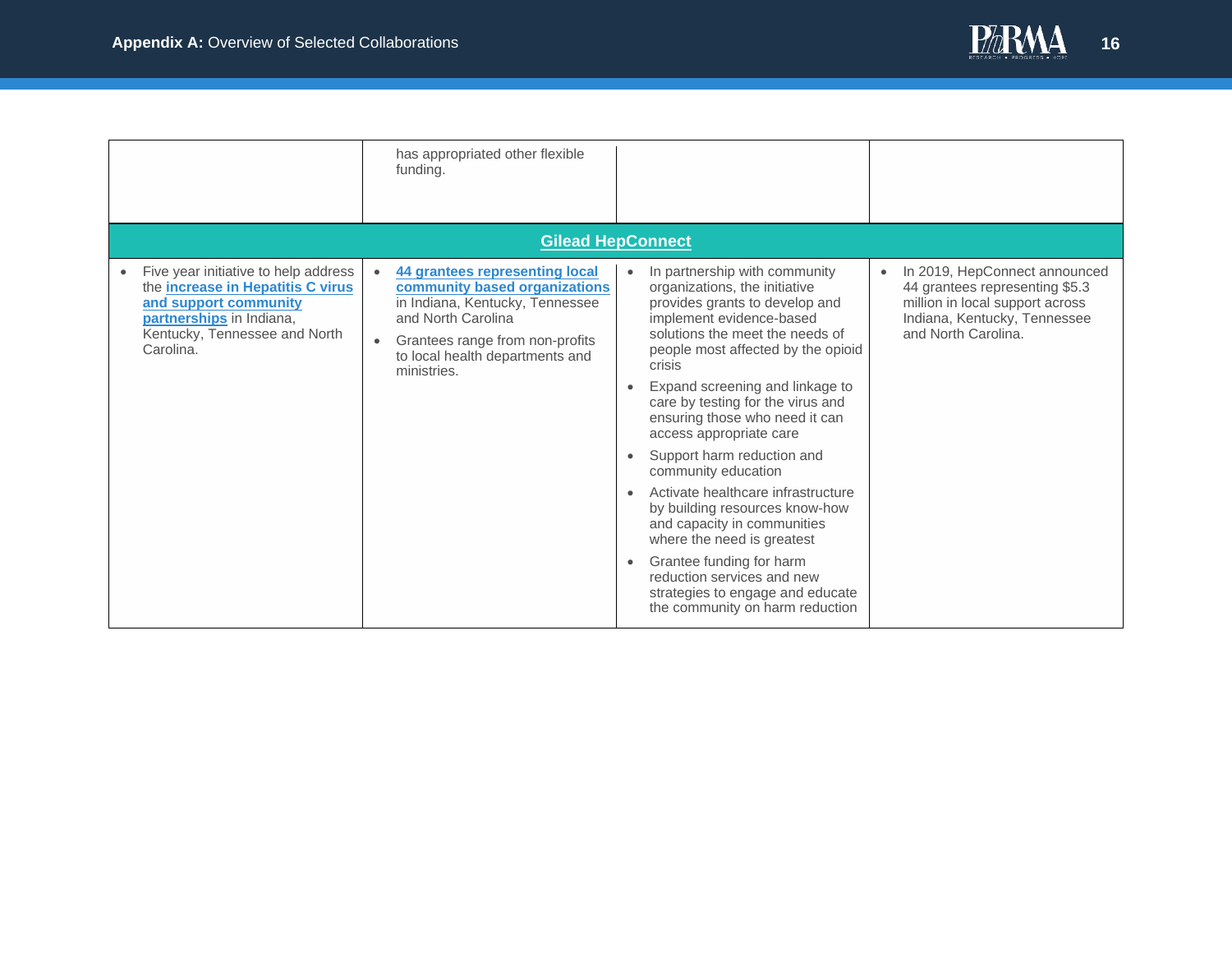| | | | |
|---|---|---|---|
| | has appropriated other flexible funding. | | |
| **Gilead HepConnect** | | | |
| • Five year initiative to help address the **increase in Hepatitis C virus and support community partnerships** in Indiana, Kentucky, Tennessee and North Carolina. | • **44 grantees representing local community based organizations** in Indiana, Kentucky, Tennessee and North Carolina<br>• Grantees range from non-profits to local health departments and ministries. | • In partnership with community organizations, the initiative provides grants to develop and implement evidence-based solutions the meet the needs of people most affected by the opioid crisis<br>• Expand screening and linkage to care by testing for the virus and ensuring those who need it can access appropriate care<br>• Support harm reduction and community education<br>• Activate healthcare infrastructure by building resources know-how and capacity in communities where the need is greatest<br>• Grantee funding for harm reduction services and new strategies to engage and educate the community on harm reduction | • In 2019, HepConnect announced 44 grantees representing $5.3 million in local support across Indiana, Kentucky, Tennessee and North Carolina. |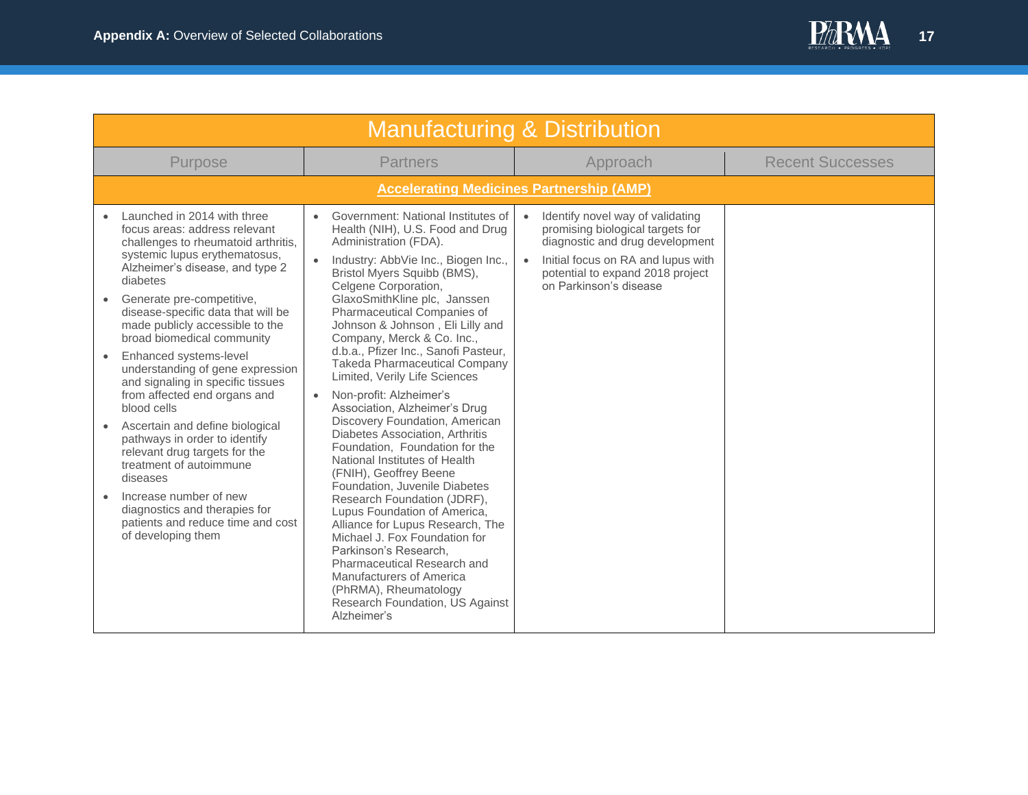| Manufacturing & Distribution | | | |
|---|---|---|---|
| **Purpose** | **Partners** | **Approach** | **Recent Successes** |
| **Accelerating Medicines Partnership (AMP)** | | | |
| • Launched in 2014 with three focus areas: address relevant challenges to rheumatoid arthritis, systemic lupus erythematosus, Alzheimer's disease, and type 2 diabetes<br>• Generate pre-competitive, disease-specific data that will be made publicly accessible to the broad biomedical community<br>• Enhanced systems-level understanding of gene expression and signaling in specific tissues from affected end organs and blood cells<br>• Ascertain and define biological pathways in order to identify relevant drug targets for the treatment of autoimmune diseases<br>• Increase number of new diagnostics and therapies for patients and reduce time and cost of developing them | • Government: National Institutes of Health (NIH), U.S. Food and Drug Administration (FDA).<br>• Industry: AbbVie Inc., Biogen Inc., Bristol Myers Squibb (BMS), Celgene Corporation, GlaxoSmithKline plc, Janssen Pharmaceutical Companies of Johnson & Johnson , Eli Lilly and Company, Merck & Co. Inc., d.b.a., Pfizer Inc., Sanofi Pasteur, Takeda Pharmaceutical Company Limited, Verily Life Sciences<br>• Non-profit: Alzheimer's Association, Alzheimer's Drug Discovery Foundation, American Diabetes Association, Arthritis Foundation, Foundation for the National Institutes of Health (FNIH), Geoffrey Beene Foundation, Juvenile Diabetes Research Foundation (JDRF), Lupus Foundation of America, Alliance for Lupus Research, The Michael J. Fox Foundation for Parkinson's Research, Pharmaceutical Research and Manufacturers of America (PhRMA), Rheumatology Research Foundation, US Against Alzheimer's | • Identify novel way of validating promising biological targets for diagnostic and drug development<br>• Initial focus on RA and lupus with potential to expand 2018 project on Parkinson's disease | |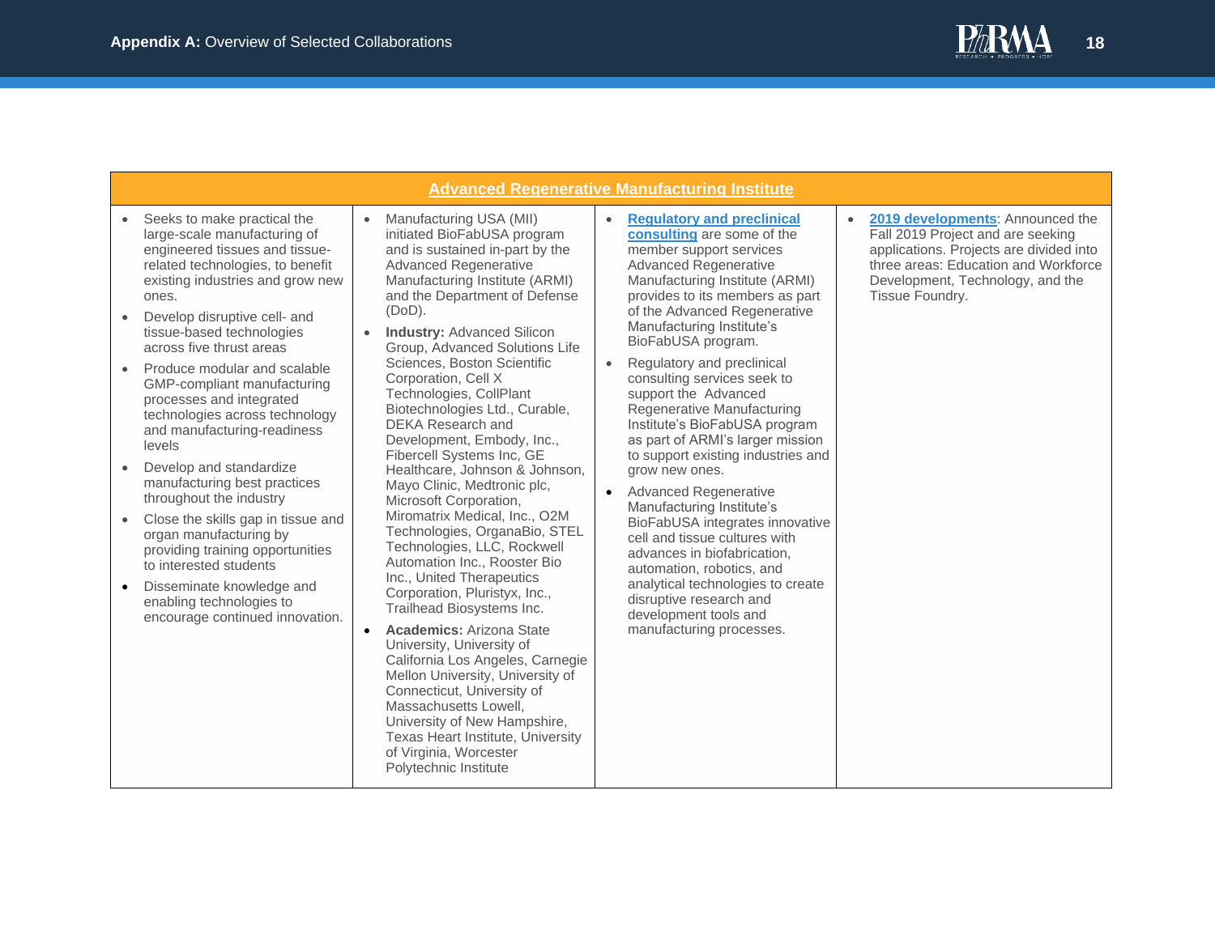| Advanced Regenerative Manufacturing Institute | | | |
|---|---|---|---|
| • Seeks to make practical the large-scale manufacturing of engineered tissues and tissue-related technologies, to benefit existing industries and grow new ones.<br>• Develop disruptive cell- and tissue-based technologies across five thrust areas<br>• Produce modular and scalable GMP-compliant manufacturing processes and integrated technologies across technology and manufacturing-readiness levels<br>• Develop and standardize manufacturing best practices throughout the industry<br>• Close the skills gap in tissue and organ manufacturing by providing training opportunities to interested students<br>• Disseminate knowledge and enabling technologies to encourage continued innovation. | • Manufacturing USA (MII) initiated BioFabUSA program and is sustained in-part by the Advanced Regenerative Manufacturing Institute (ARMI) and the Department of Defense (DoD).<br>• **Industry:** Advanced Silicon Group, Advanced Solutions Life Sciences, Boston Scientific Corporation, Cell X Technologies, CollPlant Biotechnologies Ltd., Curable, DEKA Research and Development, Embody, Inc., Fibercell Systems Inc, GE Healthcare, Johnson & Johnson, Mayo Clinic, Medtronic plc, Microsoft Corporation, Miromatrix Medical, Inc., O2M Technologies, OrganaBio, STEL Technologies, LLC, Rockwell Automation Inc., Rooster Bio Inc., United Therapeutics Corporation, Pluristyx, Inc., Trailhead Biosystems Inc.<br>• **Academics:** Arizona State University, University of California Los Angeles, Carnegie Mellon University, University of Connecticut, University of Massachusetts Lowell, University of New Hampshire, Texas Heart Institute, University of Virginia, Worcester Polytechnic Institute | • **Regulatory and preclinical consulting** are some of the member support services Advanced Regenerative Manufacturing Institute (ARMI) provides to its members as part of the Advanced Regenerative Manufacturing Institute's BioFabUSA program.<br>• Regulatory and preclinical consulting services seek to support the Advanced Regenerative Manufacturing Institute's BioFabUSA program as part of ARMI's larger mission to support existing industries and grow new ones.<br>• Advanced Regenerative Manufacturing Institute's BioFabUSA integrates innovative cell and tissue cultures with advances in biofabrication, automation, robotics, and analytical technologies to create disruptive research and development tools and manufacturing processes. | • **2019 developments**: Announced the Fall 2019 Project and are seeking applications. Projects are divided into three areas: Education and Workforce Development, Technology, and the Tissue Foundry. |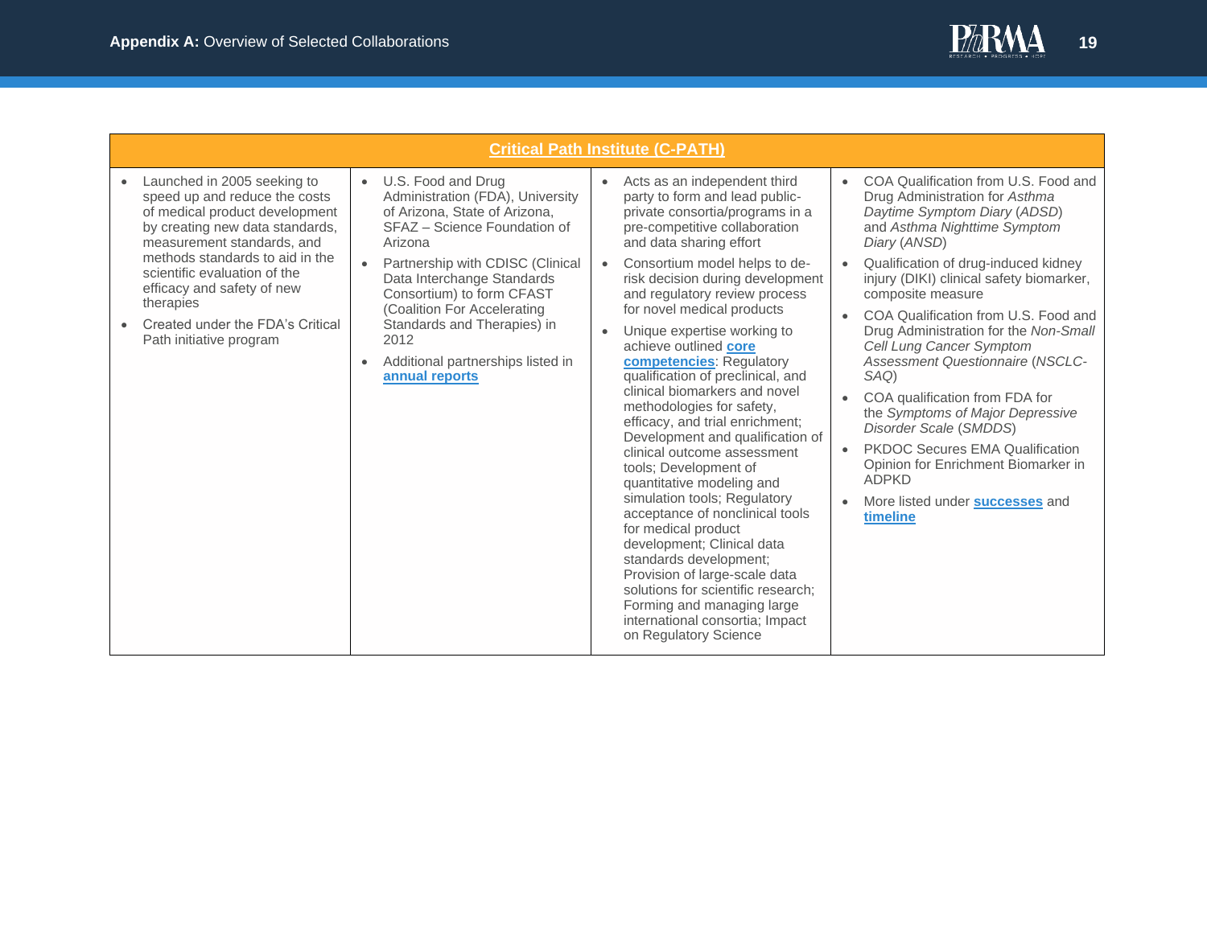| Critical Path Institute (C-PATH) | | | |
|---|---|---|---|
| • Launched in 2005 seeking to speed up and reduce the costs of medical product development by creating new data standards, measurement standards, and methods standards to aid in the scientific evaluation of the efficacy and safety of new therapies<br>• Created under the FDA's Critical Path initiative program | • U.S. Food and Drug Administration (FDA), University of Arizona, State of Arizona, SFAZ – Science Foundation of Arizona<br>• Partnership with CDISC (Clinical Data Interchange Standards Consortium) to form CFAST (Coalition For Accelerating Standards and Therapies) in 2012<br>• Additional partnerships listed in **annual reports** | • Acts as an independent third party to form and lead public-private consortia/programs in a pre-competitive collaboration and data sharing effort<br>• Consortium model helps to de-risk decision during development and regulatory review process for novel medical products<br>• Unique expertise working to achieve outlined **core competencies**: Regulatory qualification of preclinical, and clinical biomarkers and novel methodologies for safety, efficacy, and trial enrichment; Development and qualification of clinical outcome assessment tools; Development of quantitative modeling and simulation tools; Regulatory acceptance of nonclinical tools for medical product development; Clinical data standards development; Provision of large-scale data solutions for scientific research; Forming and managing large international consortia; Impact on Regulatory Science | • COA Qualification from U.S. Food and Drug Administration for *Asthma Daytime Symptom Diary* (*ADSD*) and *Asthma Nighttime Symptom Diary* (*ANSD*)<br>• Qualification of drug-induced kidney injury (DIKI) clinical safety biomarker, composite measure<br>• COA Qualification from U.S. Food and Drug Administration for the *Non-Small Cell Lung Cancer Symptom Assessment Questionnaire* (*NSCLC-SAQ*)<br>• COA qualification from FDA for the *Symptoms of Major Depressive Disorder Scale* (*SMDDS*)<br>• PKDOC Secures EMA Qualification Opinion for Enrichment Biomarker in ADPKD<br>• More listed under **successes** and **timeline** |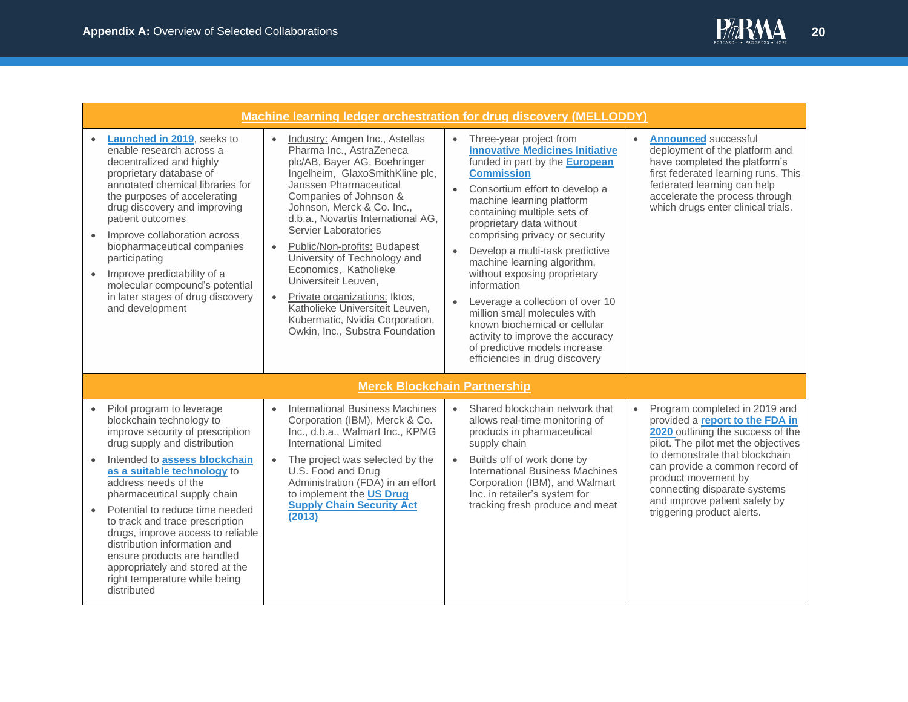| Machine learning ledger orchestration for drug discovery (MELLODDY) | | | |
|---|---|---|---|
| • **Launched in 2019**, seeks to enable research across a decentralized and highly proprietary database of annotated chemical libraries for the purposes of accelerating drug discovery and improving patient outcomes<br>• Improve collaboration across biopharmaceutical companies participating<br>• Improve predictability of a molecular compound's potential in later stages of drug discovery and development | • Industry: Amgen Inc., Astellas Pharma Inc., AstraZeneca plc/AB, Bayer AG, Boehringer Ingelheim, GlaxoSmithKline plc, Janssen Pharmaceutical Companies of Johnson & Johnson, Merck & Co. Inc., d.b.a., Novartis International AG, Servier Laboratories<br>• Public/Non-profits: Budapest University of Technology and Economics, Katholieke Universiteit Leuven,<br>• Private organizations: Iktos, Katholieke Universiteit Leuven, Kubermatic, Nvidia Corporation, Owkin, Inc., Substra Foundation | • Three-year project from **Innovative Medicines Initiative** funded in part by the **European Commission**<br>• Consortium effort to develop a machine learning platform containing multiple sets of proprietary data without comprising privacy or security<br>• Develop a multi-task predictive machine learning algorithm, without exposing proprietary information<br>• Leverage a collection of over 10 million small molecules with known biochemical or cellular activity to improve the accuracy of predictive models increase efficiencies in drug discovery | • **Announced** successful deployment of the platform and have completed the platform's first federated learning runs. This federated learning can help accelerate the process through which drugs enter clinical trials. |
| **Merck Blockchain Partnership** | | | |
| • Pilot program to leverage blockchain technology to improve security of prescription drug supply and distribution<br>• Intended to **assess blockchain as a suitable technology** to address needs of the pharmaceutical supply chain<br>• Potential to reduce time needed to track and trace prescription drugs, improve access to reliable distribution information and ensure products are handled appropriately and stored at the right temperature while being distributed | • International Business Machines Corporation (IBM), Merck & Co. Inc., d.b.a., Walmart Inc., KPMG International Limited<br>• The project was selected by the U.S. Food and Drug Administration (FDA) in an effort to implement the **US Drug Supply Chain Security Act (2013)** | • Shared blockchain network that allows real-time monitoring of products in pharmaceutical supply chain<br>• Builds off of work done by International Business Machines Corporation (IBM), and Walmart Inc. in retailer's system for tracking fresh produce and meat | • Program completed in 2019 and provided a **report to the FDA in 2020** outlining the success of the pilot. The pilot met the objectives to demonstrate that blockchain can provide a common record of product movement by connecting disparate systems and improve patient safety by triggering product alerts. |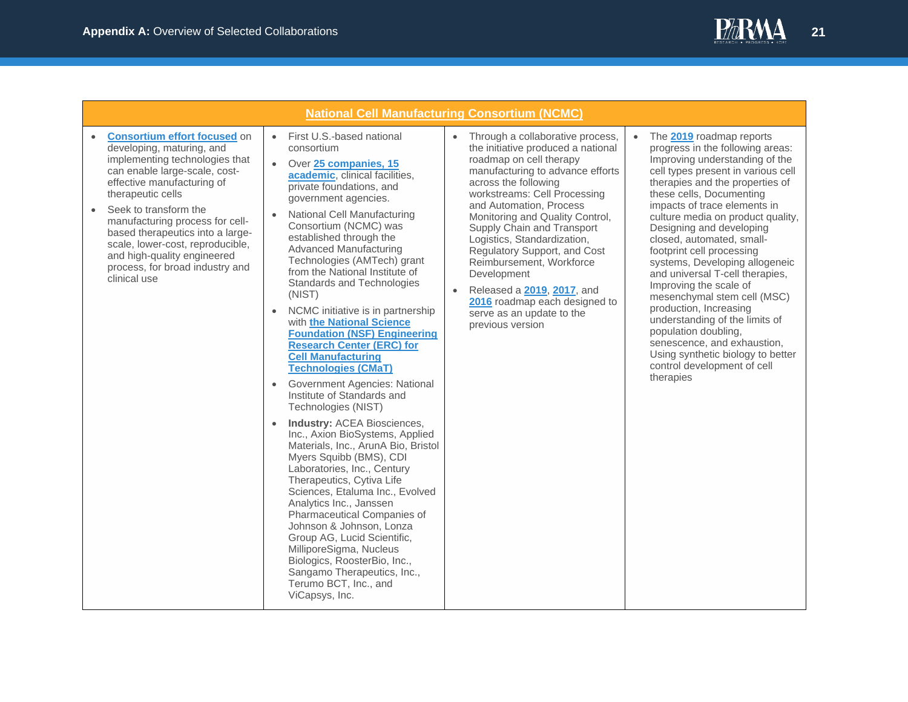| National Cell Manufacturing Consortium (NCMC) | | | |
|---|---|---|---|
| • **Consortium effort focused** on developing, maturing, and implementing technologies that can enable large-scale, cost-effective manufacturing of therapeutic cells<br>• Seek to transform the manufacturing process for cell-based therapeutics into a large-scale, lower-cost, reproducible, and high-quality engineered process, for broad industry and clinical use | • First U.S.-based national consortium<br>• Over **25 companies, 15 academic**, clinical facilities, private foundations, and government agencies.<br>• National Cell Manufacturing Consortium (NCMC) was established through the Advanced Manufacturing Technologies (AMTech) grant from the National Institute of Standards and Technologies (NIST)<br>• NCMC initiative is in partnership with **the National Science Foundation (NSF) Engineering Research Center (ERC) for Cell Manufacturing Technologies (CMaT)**<br>• Government Agencies: National Institute of Standards and Technologies (NIST)<br>• **Industry:** ACEA Biosciences, Inc., Axion BioSystems, Applied Materials, Inc., ArunA Bio, Bristol Myers Squibb (BMS), CDI Laboratories, Inc., Century Therapeutics, Cytiva Life Sciences, Etaluma Inc., Evolved Analytics Inc., Janssen Pharmaceutical Companies of Johnson & Johnson, Lonza Group AG, Lucid Scientific, MilliporeSigma, Nucleus Biologics, RoosterBio, Inc., Sangamo Therapeutics, Inc., Terumo BCT, Inc., and ViCapsys, Inc. | • Through a collaborative process, the initiative produced a national roadmap on cell therapy manufacturing to advance efforts across the following workstreams: Cell Processing and Automation, Process Monitoring and Quality Control, Supply Chain and Transport Logistics, Standardization, Regulatory Support, and Cost Reimbursement, Workforce Development<br>• Released a **2019**, **2017**, and **2016** roadmap each designed to serve as an update to the previous version | • The **2019** roadmap reports progress in the following areas: Improving understanding of the cell types present in various cell therapies and the properties of these cells, Documenting impacts of trace elements in culture media on product quality, Designing and developing closed, automated, small-footprint cell processing systems, Developing allogeneic and universal T-cell therapies, Improving the scale of mesenchymal stem cell (MSC) production, Increasing understanding of the limits of population doubling, senescence, and exhaustion, Using synthetic biology to better control development of cell therapies |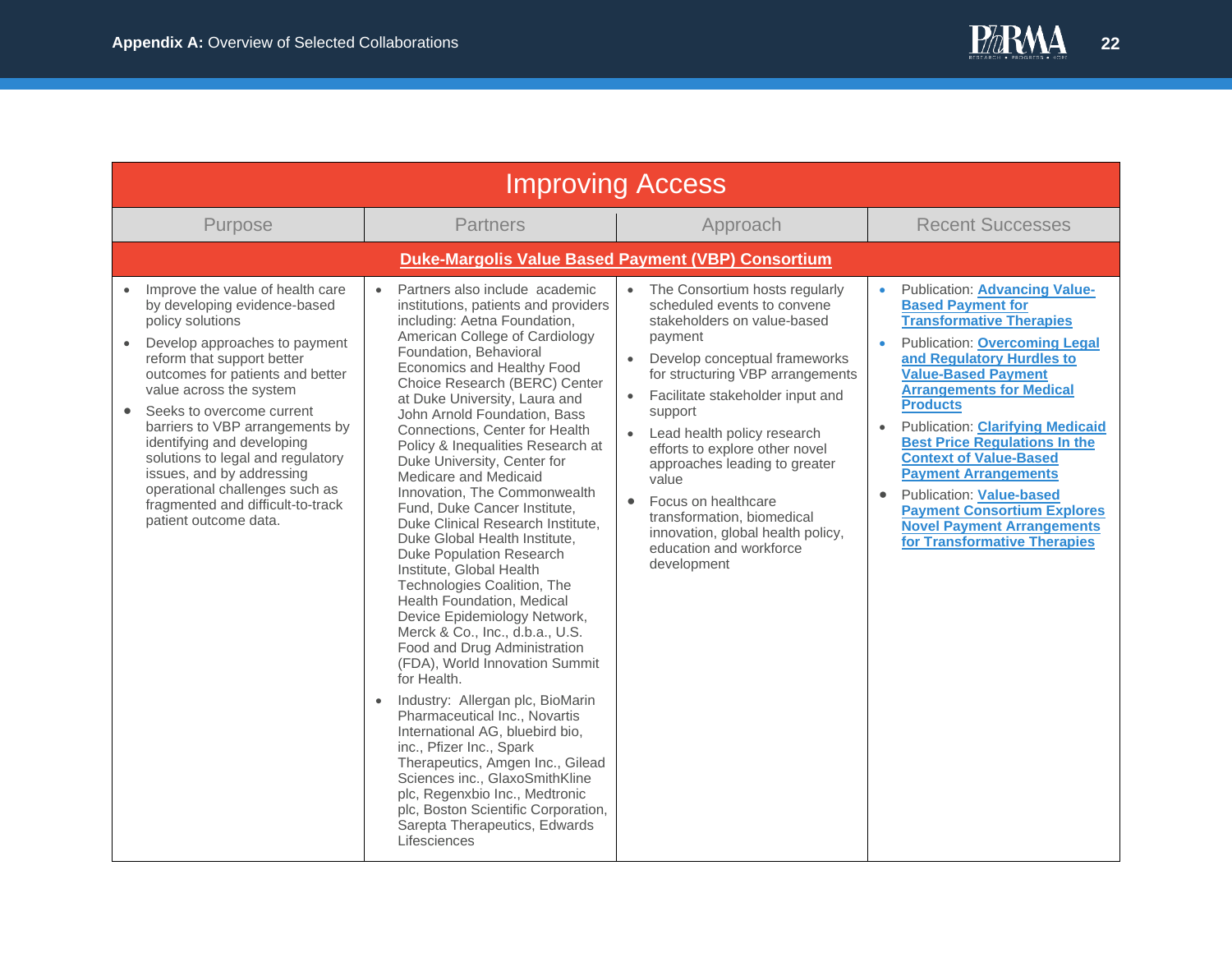## Appendix A: Overview of Selected Collaborations

| Improving Access | | | |
|---|---|---|---|
| **Purpose** | **Partners** | **Approach** | **Recent Successes** |
| **Duke-Margolis Value Based Payment (VBP) Consortium** | | | |
| • Improve the value of health care by developing evidence-based policy solutions<br>• Develop approaches to payment reform that support better outcomes for patients and better value across the system<br>• Seeks to overcome current barriers to VBP arrangements by identifying and developing solutions to legal and regulatory issues, and by addressing operational challenges such as fragmented and difficult-to-track patient outcome data. | • Partners also include academic institutions, patients and providers including: Aetna Foundation, American College of Cardiology Foundation, Behavioral Economics and Healthy Food Choice Research (BERC) Center at Duke University, Laura and John Arnold Foundation, Bass Connections, Center for Health Policy & Inequalities Research at Duke University, Center for Medicare and Medicaid Innovation, The Commonwealth Fund, Duke Cancer Institute, Duke Clinical Research Institute, Duke Global Health Institute, Duke Population Research Institute, Global Health Technologies Coalition, The Health Foundation, Medical Device Epidemiology Network, Merck & Co., Inc., d.b.a., U.S. Food and Drug Administration (FDA), World Innovation Summit for Health.<br>• Industry: Allergan plc, BioMarin Pharmaceutical Inc., Novartis International AG, bluebird bio, inc., Pfizer Inc., Spark Therapeutics, Amgen Inc., Gilead Sciences inc., GlaxoSmithKline plc, Regenxbio Inc., Medtronic plc, Boston Scientific Corporation, Sarepta Therapeutics, Edwards Lifesciences | • The Consortium hosts regularly scheduled events to convene stakeholders on value-based payment<br>• Develop conceptual frameworks for structuring VBP arrangements<br>• Facilitate stakeholder input and support<br>• Lead health policy research efforts to explore other novel approaches leading to greater value<br>• Focus on healthcare transformation, biomedical innovation, global health policy, education and workforce development | • Publication: **Advancing Value-Based Payment for Transformative Therapies**<br>• Publication: **Overcoming Legal and Regulatory Hurdles to Value-Based Payment Arrangements for Medical Products**<br>• Publication: **Clarifying Medicaid Best Price Regulations In the Context of Value-Based Payment Arrangements**<br>• Publication: **Value-based Payment Consortium Explores Novel Payment Arrangements for Transformative Therapies** |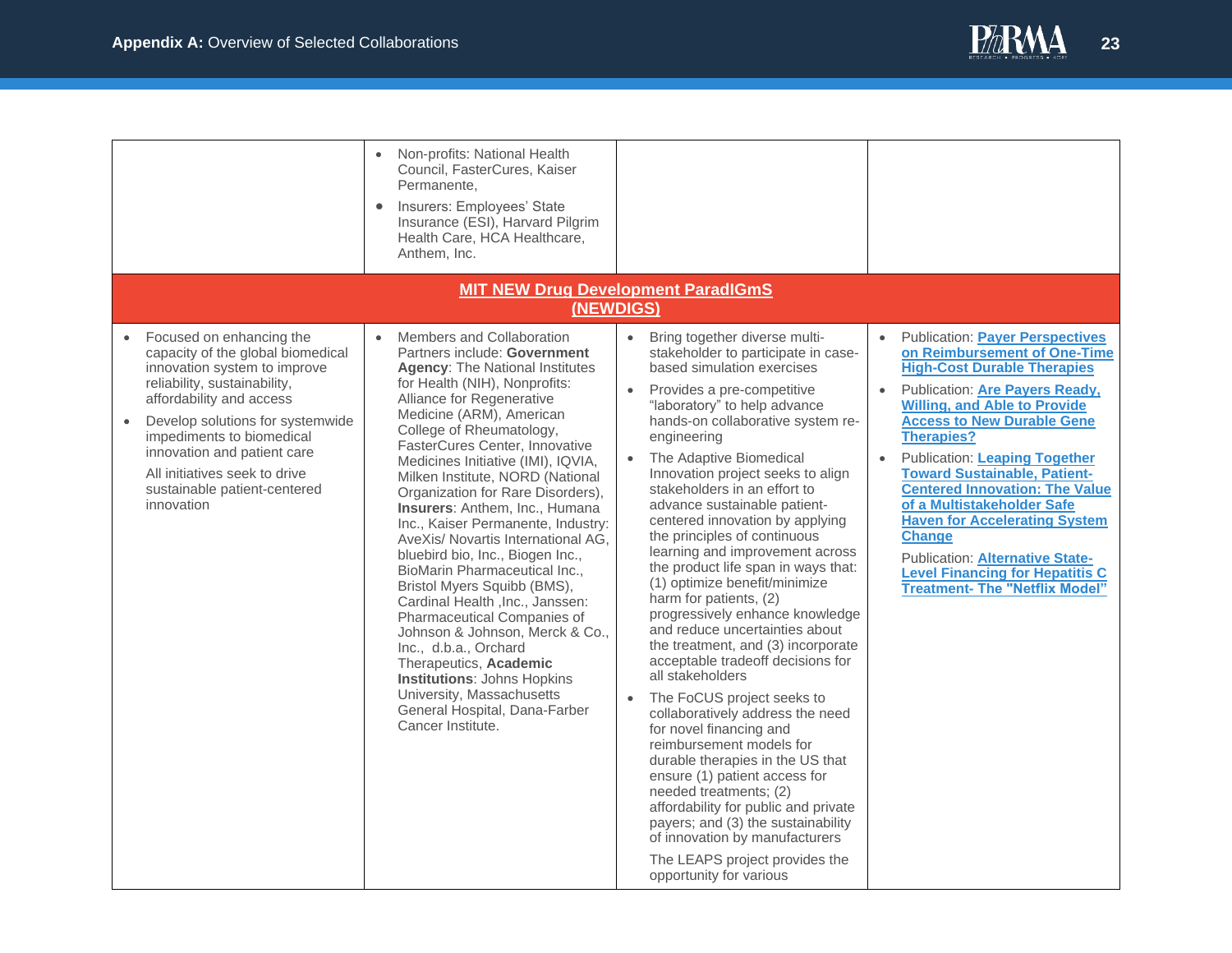| | | | |
|---|---|---|---|
| | • Non-profits: National Health Council, FasterCures, Kaiser Permanente,<br>• Insurers: Employees' State Insurance (ESI), Harvard Pilgrim Health Care, HCA Healthcare, Anthem, Inc. | | |
| **MIT NEW Drug Development ParadIGmS (NEWDIGS)** | | | |
| • Focused on enhancing the capacity of the global biomedical innovation system to improve reliability, sustainability, affordability and access<br>• Develop solutions for systemwide impediments to biomedical innovation and patient care<br>All initiatives seek to drive sustainable patient-centered innovation | • Members and Collaboration Partners include: **Government Agency**: The National Institutes for Health (NIH), Nonprofits: Alliance for Regenerative Medicine (ARM), American College of Rheumatology, FasterCures Center, Innovative Medicines Initiative (IMI), IQVIA, Milken Institute, NORD (National Organization for Rare Disorders), **Insurers**: Anthem, Inc., Humana Inc., Kaiser Permanente, Industry: AveXis/ Novartis International AG, bluebird bio, Inc., Biogen Inc., BioMarin Pharmaceutical Inc., Bristol Myers Squibb (BMS), Cardinal Health ,Inc., Janssen: Pharmaceutical Companies of Johnson & Johnson, Merck & Co., Inc., d.b.a., Orchard Therapeutics, **Academic Institutions**: Johns Hopkins University, Massachusetts General Hospital, Dana-Farber Cancer Institute. | • Bring together diverse multi-stakeholder to participate in case-based simulation exercises<br>• Provides a pre-competitive "laboratory" to help advance hands-on collaborative system re-engineering<br>• The Adaptive Biomedical Innovation project seeks to align stakeholders in an effort to advance sustainable patient-centered innovation by applying the principles of continuous learning and improvement across the product life span in ways that: (1) optimize benefit/minimize harm for patients, (2) progressively enhance knowledge and reduce uncertainties about the treatment, and (3) incorporate acceptable tradeoff decisions for all stakeholders<br>• The FoCUS project seeks to collaboratively address the need for novel financing and reimbursement models for durable therapies in the US that ensure (1) patient access for needed treatments; (2) affordability for public and private payers; and (3) the sustainability of innovation by manufacturers<br>The LEAPS project provides the opportunity for various | • Publication: **Payer Perspectives on Reimbursement of One-Time High-Cost Durable Therapies**<br>• Publication: **Are Payers Ready, Willing, and Able to Provide Access to New Durable Gene Therapies?**<br>• Publication: **Leaping Together Toward Sustainable, Patient-Centered Innovation: The Value of a Multistakeholder Safe Haven for Accelerating System Change**<br>Publication: **Alternative State-Level Financing for Hepatitis C Treatment- The "Netflix Model"** |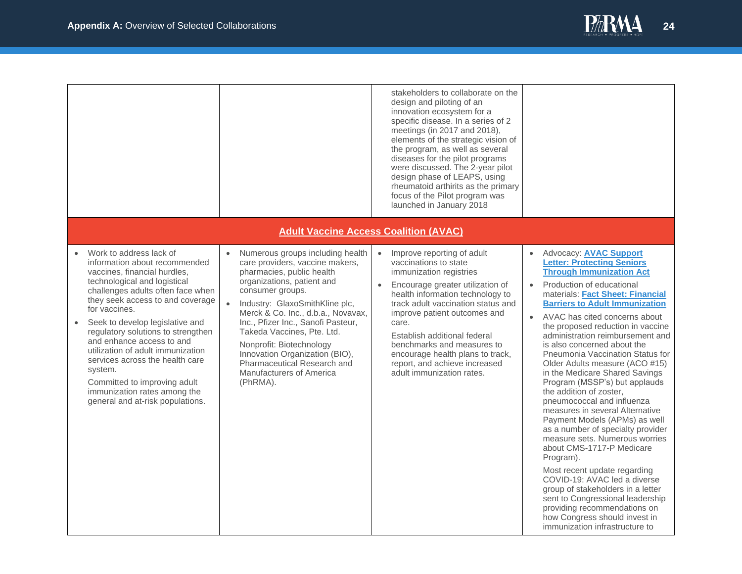| | | | |
|---|---|---|---|
| | | stakeholders to collaborate on the design and piloting of an innovation ecosystem for a specific disease. In a series of 2 meetings (in 2017 and 2018), elements of the strategic vision of the program, as well as several diseases for the pilot programs were discussed. The 2-year pilot design phase of LEAPS, using rheumatoid arthirits as the primary focus of the Pilot program was launched in January 2018 | |
| **Adult Vaccine Access Coalition (AVAC)** | | | |
| • Work to address lack of information about recommended vaccines, financial hurdles, technological and logistical challenges adults often face when they seek access to and coverage for vaccines.<br>• Seek to develop legislative and regulatory solutions to strengthen and enhance access to and utilization of adult immunization services across the health care system.<br>Committed to improving adult immunization rates among the general and at-risk populations. | • Numerous groups including health care providers, vaccine makers, pharmacies, public health organizations, patient and consumer groups.<br>• Industry: GlaxoSmithKline plc, Merck & Co. Inc., d.b.a., Novavax, Inc., Pfizer Inc., Sanofi Pasteur, Takeda Vaccines, Pte. Ltd.<br>Nonprofit: Biotechnology Innovation Organization (BIO), Pharmaceutical Research and Manufacturers of America (PhRMA). | • Improve reporting of adult vaccinations to state immunization registries<br>• Encourage greater utilization of health information technology to track adult vaccination status and improve patient outcomes and care.<br>Establish additional federal benchmarks and measures to encourage health plans to track, report, and achieve increased adult immunization rates. | • Advocacy: **AVAC Support Letter: Protecting Seniors Through Immunization Act**<br>• Production of educational materials: **Fact Sheet: Financial Barriers to Adult Immunization**<br>• AVAC has cited concerns about the proposed reduction in vaccine administration reimbursement and is also concerned about the Pneumonia Vaccination Status for Older Adults measure (ACO #15) in the Medicare Shared Savings Program (MSSP's) but applauds the addition of zoster, pneumococcal and influenza measures in several Alternative Payment Models (APMs) as well as a number of specialty provider measure sets. Numerous worries about CMS-1717-P Medicare Program).<br>Most recent update regarding COVID-19: AVAC led a diverse group of stakeholders in a letter sent to Congressional leadership providing recommendations on how Congress should invest in immunization infrastructure to |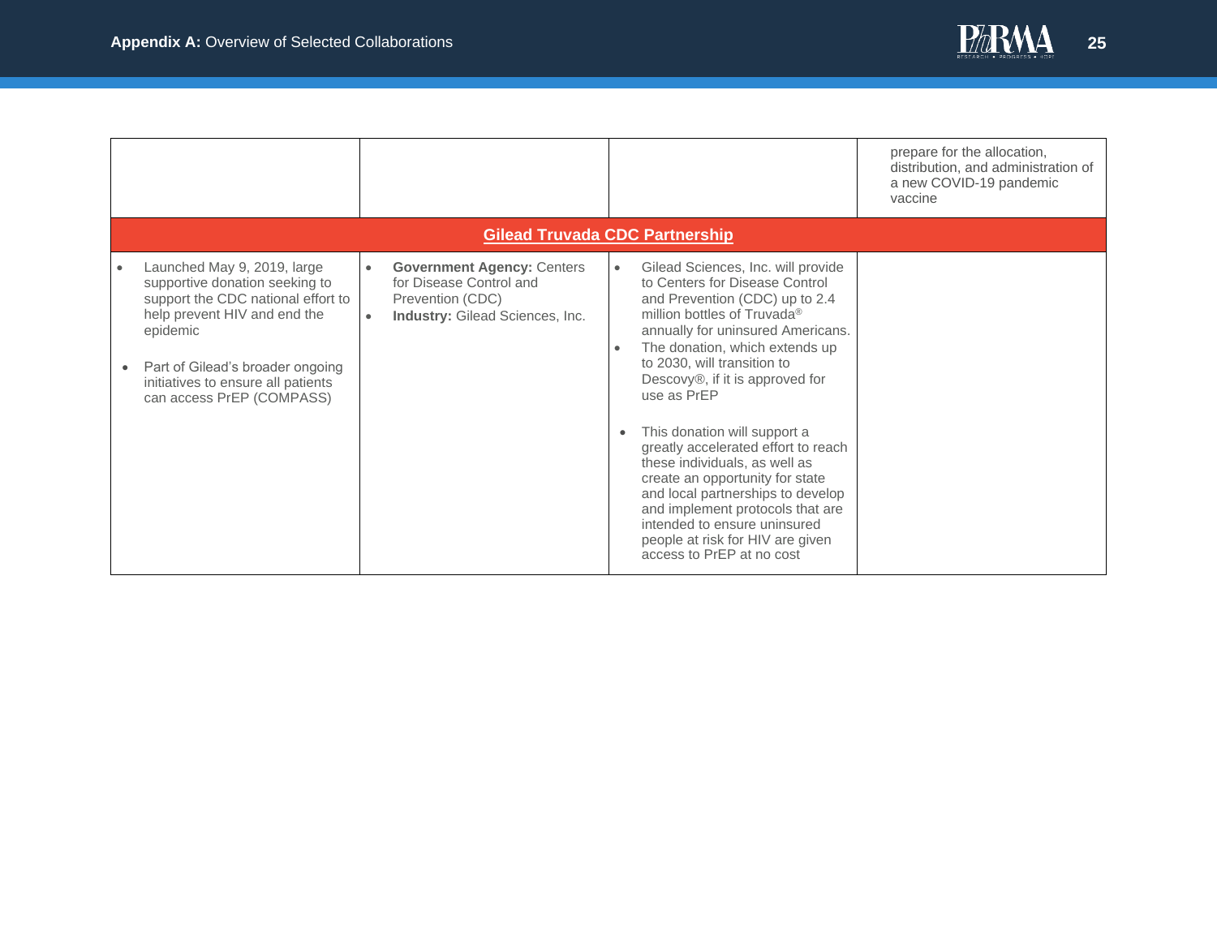|  |  |  |  |
|---|---|---|---|
|  |  |  | prepare for the allocation, distribution, and administration of a new COVID-19 pandemic vaccine |
| **Gilead Truvada CDC Partnership** | | | |
| • Launched May 9, 2019, large supportive donation seeking to support the CDC national effort to help prevent HIV and end the epidemic<br><br>• Part of Gilead's broader ongoing initiatives to ensure all patients can access PrEP (COMPASS) | • **Government Agency:** Centers for Disease Control and Prevention (CDC)<br>• **Industry:** Gilead Sciences, Inc. | • Gilead Sciences, Inc. will provide to Centers for Disease Control and Prevention (CDC) up to 2.4 million bottles of Truvada® annually for uninsured Americans.<br>• The donation, which extends up to 2030, will transition to Descovy®, if it is approved for use as PrEP<br><br>• This donation will support a greatly accelerated effort to reach these individuals, as well as create an opportunity for state and local partnerships to develop and implement protocols that are intended to ensure uninsured people at risk for HIV are given access to PrEP at no cost |  |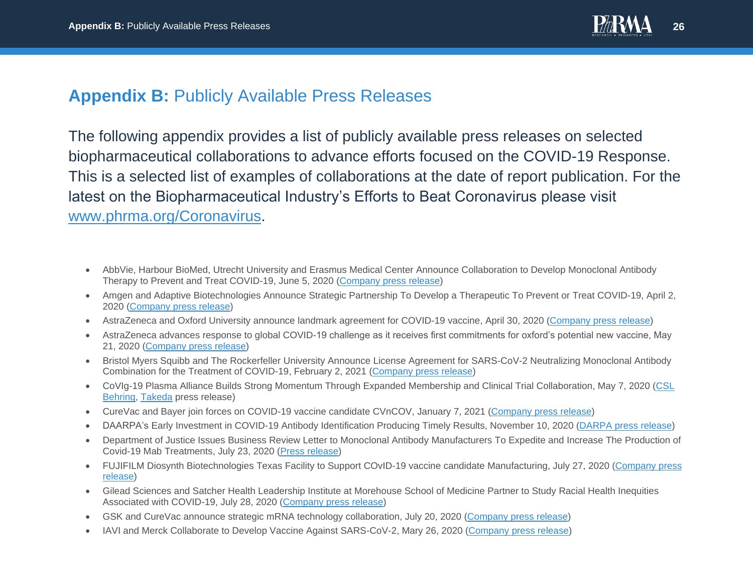## **Appendix B:** Publicly Available Press Releases

The following appendix provides a list of publicly available press releases on selected biopharmaceutical collaborations to advance efforts focused on the COVID-19 Response. This is a selected list of examples of collaborations at the date of report publication. For the latest on the Biopharmaceutical Industry's Efforts to Beat Coronavirus please visit www.phrma.org/Coronavirus.

- AbbVie, Harbour BioMed, Utrecht University and Erasmus Medical Center Announce Collaboration to Develop Monoclonal Antibody Therapy to Prevent and Treat COVID-19, June 5, 2020 (Company press release)
- Amgen and Adaptive Biotechnologies Announce Strategic Partnership To Develop a Therapeutic To Prevent or Treat COVID-19, April 2, 2020 (Company press release)
- AstraZeneca and Oxford University announce landmark agreement for COVID-19 vaccine, April 30, 2020 (Company press release)
- AstraZeneca advances response to global COVID-19 challenge as it receives first commitments for oxford's potential new vaccine, May 21, 2020 (Company press release)
- Bristol Myers Squibb and The Rockerfeller University Announce License Agreement for SARS-CoV-2 Neutralizing Monoclonal Antibody Combination for the Treatment of COVID-19, February 2, 2021 (Company press release)
- CoVIg-19 Plasma Alliance Builds Strong Momentum Through Expanded Membership and Clinical Trial Collaboration, May 7, 2020 (CSL Behring, Takeda press release)
- CureVac and Bayer join forces on COVID-19 vaccine candidate CVnCOV, January 7, 2021 (Company press release)
- DAARPA's Early Investment in COVID-19 Antibody Identification Producing Timely Results, November 10, 2020 (DARPA press release)
- Department of Justice Issues Business Review Letter to Monoclonal Antibody Manufacturers To Expedite and Increase The Production of Covid-19 Mab Treatments, July 23, 2020 (Press release)
- FUJIFILM Diosynth Biotechnologies Texas Facility to Support COvID-19 vaccine candidate Manufacturing, July 27, 2020 (Company press release)
- Gilead Sciences and Satcher Health Leadership Institute at Morehouse School of Medicine Partner to Study Racial Health Inequities Associated with COVID-19, July 28, 2020 (Company press release)
- GSK and CureVac announce strategic mRNA technology collaboration, July 20, 2020 (Company press release)
- IAVI and Merck Collaborate to Develop Vaccine Against SARS-CoV-2, Mary 26, 2020 (Company press release)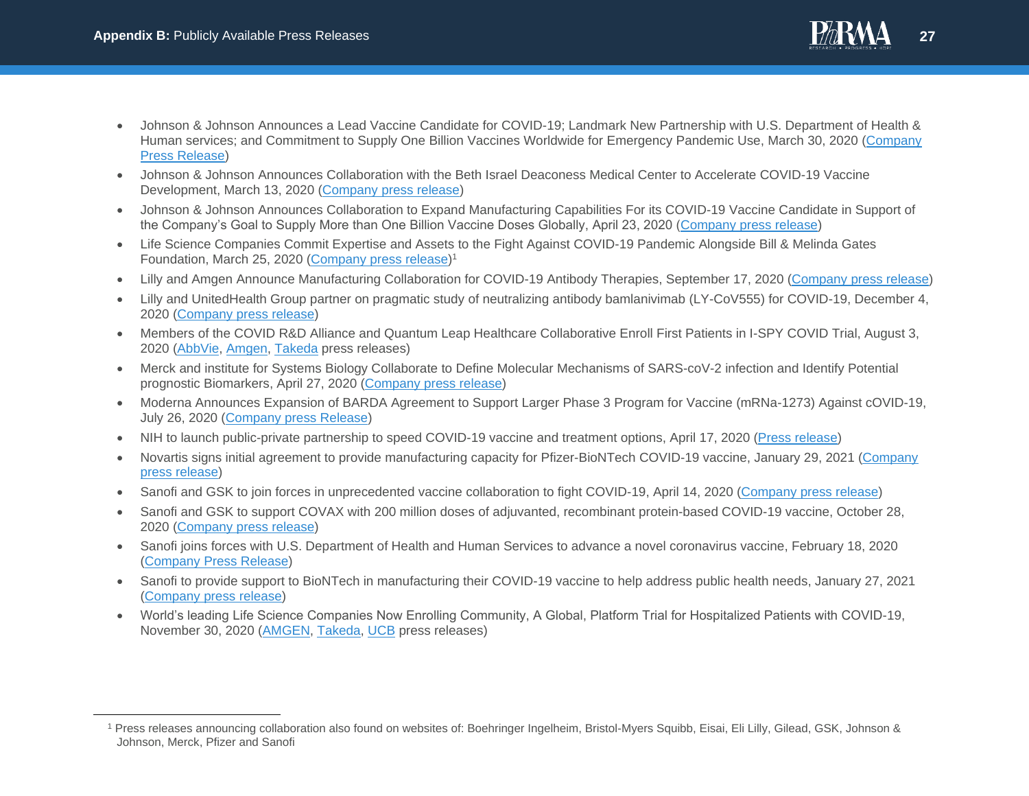- Johnson & Johnson Announces a Lead Vaccine Candidate for COVID-19; Landmark New Partnership with U.S. Department of Health & Human services; and Commitment to Supply One Billion Vaccines Worldwide for Emergency Pandemic Use, March 30, 2020 (Company Press Release)
- Johnson & Johnson Announces Collaboration with the Beth Israel Deaconess Medical Center to Accelerate COVID-19 Vaccine Development, March 13, 2020 (Company press release)
- Johnson & Johnson Announces Collaboration to Expand Manufacturing Capabilities For its COVID-19 Vaccine Candidate in Support of the Company's Goal to Supply More than One Billion Vaccine Doses Globally, April 23, 2020 (Company press release)
- Life Science Companies Commit Expertise and Assets to the Fight Against COVID-19 Pandemic Alongside Bill & Melinda Gates Foundation, March 25, 2020 (Company press release)[1]
- Lilly and Amgen Announce Manufacturing Collaboration for COVID-19 Antibody Therapies, September 17, 2020 (Company press release)
- Lilly and UnitedHealth Group partner on pragmatic study of neutralizing antibody bamlanivimab (LY-CoV555) for COVID-19, December 4, 2020 (Company press release)
- Members of the COVID R&D Alliance and Quantum Leap Healthcare Collaborative Enroll First Patients in I-SPY COVID Trial, August 3, 2020 (AbbVie, Amgen, Takeda press releases)
- Merck and institute for Systems Biology Collaborate to Define Molecular Mechanisms of SARS-coV-2 infection and Identify Potential prognostic Biomarkers, April 27, 2020 (Company press release)
- Moderna Announces Expansion of BARDA Agreement to Support Larger Phase 3 Program for Vaccine (mRNa-1273) Against cOVID-19, July 26, 2020 (Company press Release)
- NIH to launch public-private partnership to speed COVID-19 vaccine and treatment options, April 17, 2020 (Press release)
- Novartis signs initial agreement to provide manufacturing capacity for Pfizer-BioNTech COVID-19 vaccine, January 29, 2021 (Company press release)
- Sanofi and GSK to join forces in unprecedented vaccine collaboration to fight COVID-19, April 14, 2020 (Company press release)
- Sanofi and GSK to support COVAX with 200 million doses of adjuvanted, recombinant protein-based COVID-19 vaccine, October 28, 2020 (Company press release)
- Sanofi joins forces with U.S. Department of Health and Human Services to advance a novel coronavirus vaccine, February 18, 2020 (Company Press Release)
- Sanofi to provide support to BioNTech in manufacturing their COVID-19 vaccine to help address public health needs, January 27, 2021 (Company press release)
- World's leading Life Science Companies Now Enrolling Community, A Global, Platform Trial for Hospitalized Patients with COVID-19, November 30, 2020 (AMGEN, Takeda, UCB press releases)

[1] Press releases announcing collaboration also found on websites of: Boehringer Ingelheim, Bristol-Myers Squibb, Eisai, Eli Lilly, Gilead, GSK, Johnson & Johnson, Merck, Pfizer and Sanofi